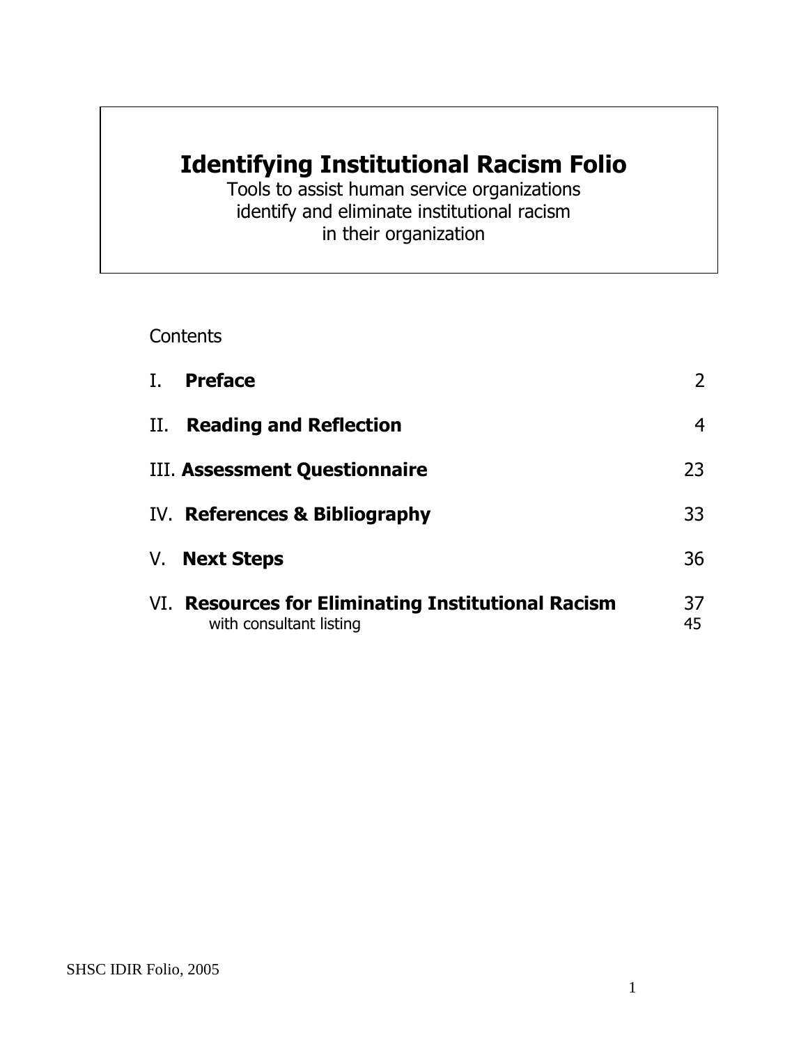# Identifying Institutional Racism Folio

Tools to assist human service organizations identify and eliminate institutional racism in their organization

Contents

| | | |
|---|---|---|
| I. | **Preface** | 2 |
| II. | **Reading and Reflection** | 4 |
| III. | **Assessment Questionnaire** | 23 |
| IV. | **References & Bibliography** | 33 |
| V. | **Next Steps** | 36 |
| VI. | **Resources for Eliminating Institutional Racism** | 37 |
| | with consultant listing | 45 |

SHSC IDIR Folio, 2005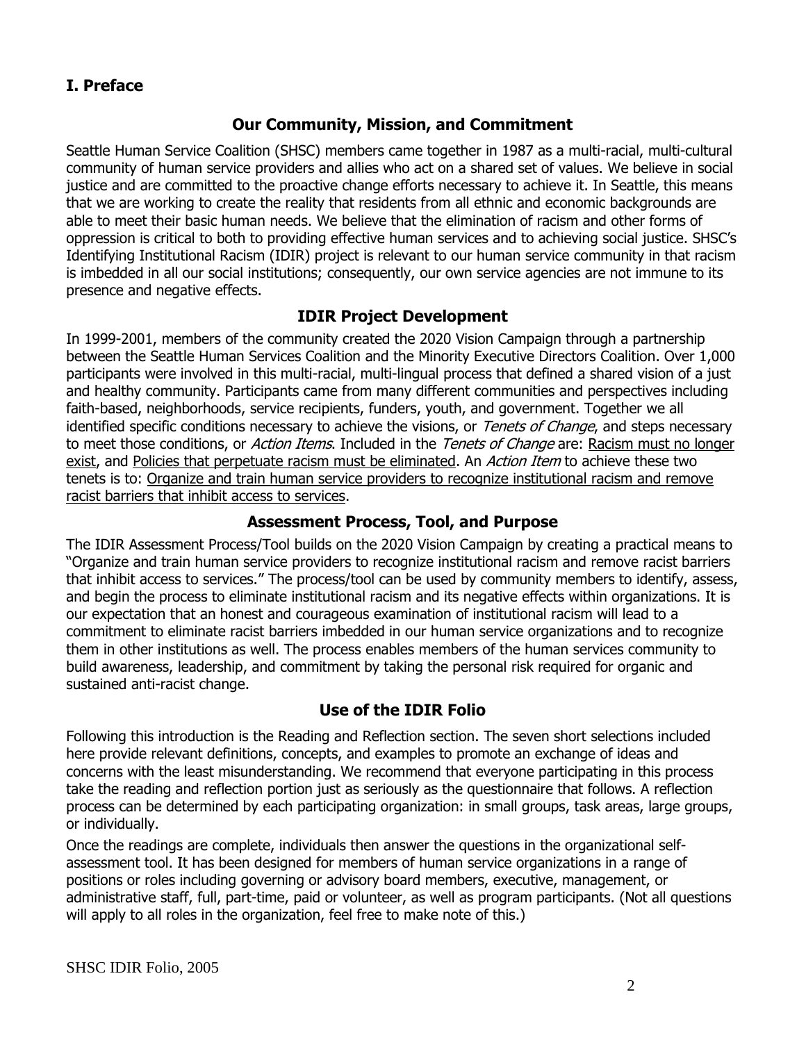## I. Preface

### Our Community, Mission, and Commitment

Seattle Human Service Coalition (SHSC) members came together in 1987 as a multi-racial, multi-cultural community of human service providers and allies who act on a shared set of values. We believe in social justice and are committed to the proactive change efforts necessary to achieve it. In Seattle, this means that we are working to create the reality that residents from all ethnic and economic backgrounds are able to meet their basic human needs. We believe that the elimination of racism and other forms of oppression is critical to both to providing effective human services and to achieving social justice. SHSC's Identifying Institutional Racism (IDIR) project is relevant to our human service community in that racism is imbedded in all our social institutions; consequently, our own service agencies are not immune to its presence and negative effects.

### IDIR Project Development

In 1999-2001, members of the community created the 2020 Vision Campaign through a partnership between the Seattle Human Services Coalition and the Minority Executive Directors Coalition. Over 1,000 participants were involved in this multi-racial, multi-lingual process that defined a shared vision of a just and healthy community. Participants came from many different communities and perspectives including faith-based, neighborhoods, service recipients, funders, youth, and government. Together we all identified specific conditions necessary to achieve the visions, or *Tenets of Change*, and steps necessary to meet those conditions, or *Action Items*. Included in the *Tenets of Change* are: Racism must no longer exist, and Policies that perpetuate racism must be eliminated. An *Action Item* to achieve these two tenets is to: Organize and train human service providers to recognize institutional racism and remove racist barriers that inhibit access to services.

### Assessment Process, Tool, and Purpose

The IDIR Assessment Process/Tool builds on the 2020 Vision Campaign by creating a practical means to "Organize and train human service providers to recognize institutional racism and remove racist barriers that inhibit access to services." The process/tool can be used by community members to identify, assess, and begin the process to eliminate institutional racism and its negative effects within organizations. It is our expectation that an honest and courageous examination of institutional racism will lead to a commitment to eliminate racist barriers imbedded in our human service organizations and to recognize them in other institutions as well. The process enables members of the human services community to build awareness, leadership, and commitment by taking the personal risk required for organic and sustained anti-racist change.

### Use of the IDIR Folio

Following this introduction is the Reading and Reflection section. The seven short selections included here provide relevant definitions, concepts, and examples to promote an exchange of ideas and concerns with the least misunderstanding. We recommend that everyone participating in this process take the reading and reflection portion just as seriously as the questionnaire that follows. A reflection process can be determined by each participating organization: in small groups, task areas, large groups, or individually.

Once the readings are complete, individuals then answer the questions in the organizational self-assessment tool. It has been designed for members of human service organizations in a range of positions or roles including governing or advisory board members, executive, management, or administrative staff, full, part-time, paid or volunteer, as well as program participants. (Not all questions will apply to all roles in the organization, feel free to make note of this.)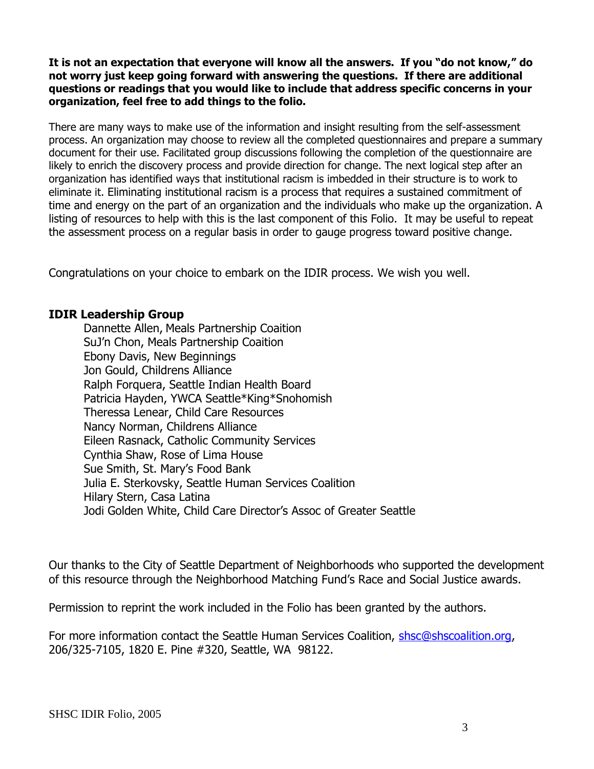**It is not an expectation that everyone will know all the answers. If you "do not know," do not worry just keep going forward with answering the questions. If there are additional questions or readings that you would like to include that address specific concerns in your organization, feel free to add things to the folio.**

There are many ways to make use of the information and insight resulting from the self-assessment process. An organization may choose to review all the completed questionnaires and prepare a summary document for their use. Facilitated group discussions following the completion of the questionnaire are likely to enrich the discovery process and provide direction for change. The next logical step after an organization has identified ways that institutional racism is imbedded in their structure is to work to eliminate it. Eliminating institutional racism is a process that requires a sustained commitment of time and energy on the part of an organization and the individuals who make up the organization. A listing of resources to help with this is the last component of this Folio. It may be useful to repeat the assessment process on a regular basis in order to gauge progress toward positive change.

Congratulations on your choice to embark on the IDIR process. We wish you well.

**IDIR Leadership Group**

Dannette Allen, Meals Partnership Coaition
SuJ'n Chon, Meals Partnership Coaition
Ebony Davis, New Beginnings
Jon Gould, Childrens Alliance
Ralph Forquera, Seattle Indian Health Board
Patricia Hayden, YWCA Seattle*King*Snohomish
Theressa Lenear, Child Care Resources
Nancy Norman, Childrens Alliance
Eileen Rasnack, Catholic Community Services
Cynthia Shaw, Rose of Lima House
Sue Smith, St. Mary's Food Bank
Julia E. Sterkovsky, Seattle Human Services Coalition
Hilary Stern, Casa Latina
Jodi Golden White, Child Care Director's Assoc of Greater Seattle

Our thanks to the City of Seattle Department of Neighborhoods who supported the development of this resource through the Neighborhood Matching Fund's Race and Social Justice awards.

Permission to reprint the work included in the Folio has been granted by the authors.

For more information contact the Seattle Human Services Coalition, shsc@shscoalition.org, 206/325-7105, 1820 E. Pine #320, Seattle, WA 98122.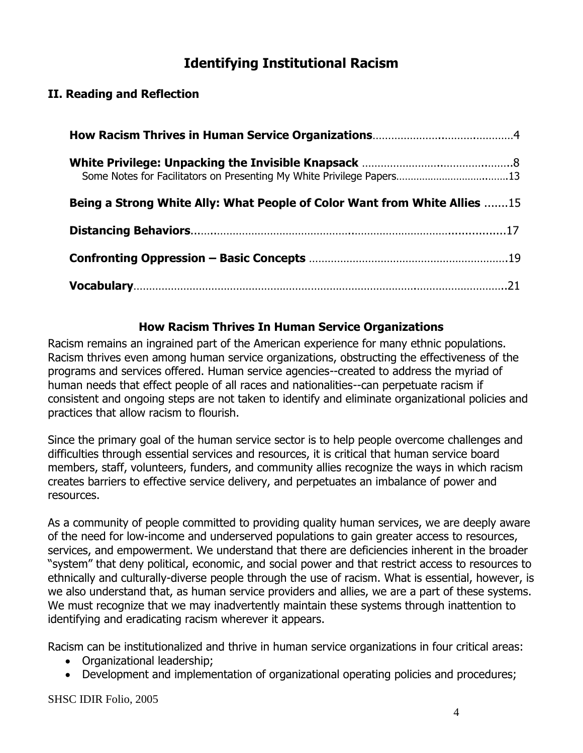# Identifying Institutional Racism

## II. Reading and Reflection

| | |
|---|---|
| **How Racism Thrives in Human Service Organizations** | 4 |
| **White Privilege: Unpacking the Invisible Knapsack** | 8 |
| Some Notes for Facilitators on Presenting My White Privilege Papers | 13 |
| **Being a Strong White Ally: What People of Color Want from White Allies** | 15 |
| **Distancing Behaviors** | 17 |
| **Confronting Oppression – Basic Concepts** | 19 |
| **Vocabulary** | 21 |

### How Racism Thrives In Human Service Organizations

Racism remains an ingrained part of the American experience for many ethnic populations. Racism thrives even among human service organizations, obstructing the effectiveness of the programs and services offered. Human service agencies--created to address the myriad of human needs that effect people of all races and nationalities--can perpetuate racism if consistent and ongoing steps are not taken to identify and eliminate organizational policies and practices that allow racism to flourish.

Since the primary goal of the human service sector is to help people overcome challenges and difficulties through essential services and resources, it is critical that human service board members, staff, volunteers, funders, and community allies recognize the ways in which racism creates barriers to effective service delivery, and perpetuates an imbalance of power and resources.

As a community of people committed to providing quality human services, we are deeply aware of the need for low-income and underserved populations to gain greater access to resources, services, and empowerment. We understand that there are deficiencies inherent in the broader "system" that deny political, economic, and social power and that restrict access to resources to ethnically and culturally-diverse people through the use of racism. What is essential, however, is we also understand that, as human service providers and allies, we are a part of these systems. We must recognize that we may inadvertently maintain these systems through inattention to identifying and eradicating racism wherever it appears.

Racism can be institutionalized and thrive in human service organizations in four critical areas:

- Organizational leadership;
- Development and implementation of organizational operating policies and procedures;

SHSC IDIR Folio, 2005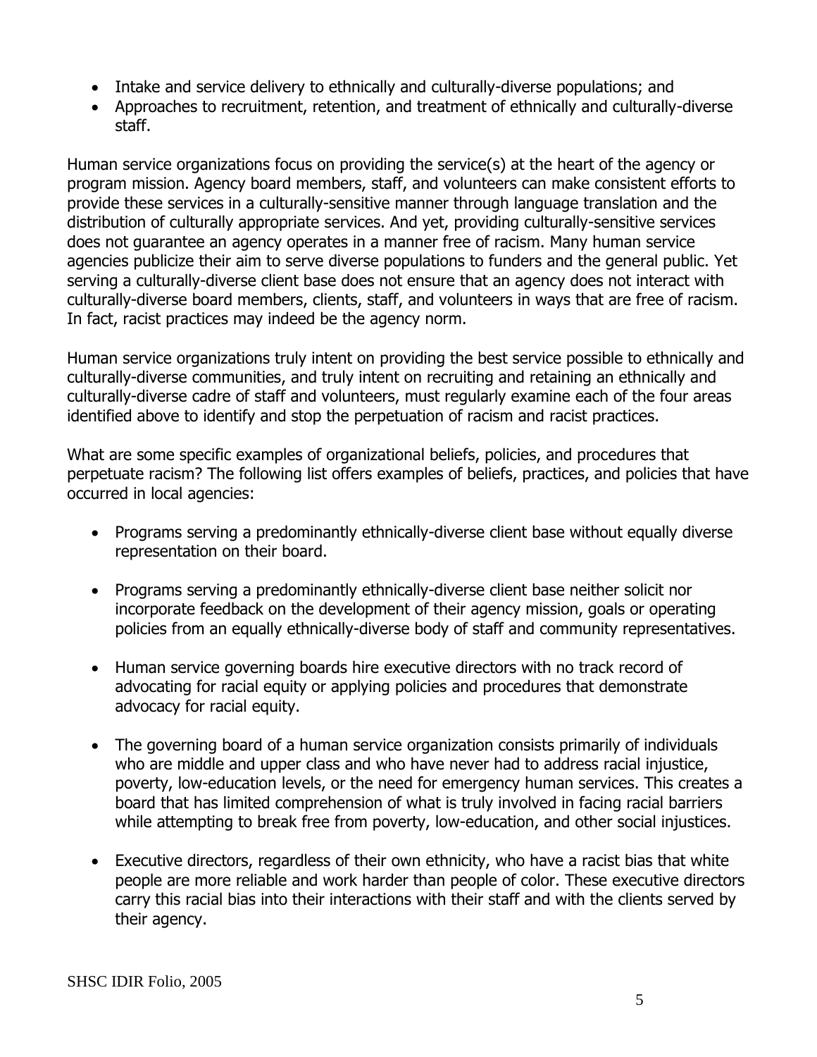- Intake and service delivery to ethnically and culturally-diverse populations; and
- Approaches to recruitment, retention, and treatment of ethnically and culturally-diverse staff.

Human service organizations focus on providing the service(s) at the heart of the agency or program mission. Agency board members, staff, and volunteers can make consistent efforts to provide these services in a culturally-sensitive manner through language translation and the distribution of culturally appropriate services. And yet, providing culturally-sensitive services does not guarantee an agency operates in a manner free of racism. Many human service agencies publicize their aim to serve diverse populations to funders and the general public. Yet serving a culturally-diverse client base does not ensure that an agency does not interact with culturally-diverse board members, clients, staff, and volunteers in ways that are free of racism. In fact, racist practices may indeed be the agency norm.

Human service organizations truly intent on providing the best service possible to ethnically and culturally-diverse communities, and truly intent on recruiting and retaining an ethnically and culturally-diverse cadre of staff and volunteers, must regularly examine each of the four areas identified above to identify and stop the perpetuation of racism and racist practices.

What are some specific examples of organizational beliefs, policies, and procedures that perpetuate racism? The following list offers examples of beliefs, practices, and policies that have occurred in local agencies:

- Programs serving a predominantly ethnically-diverse client base without equally diverse representation on their board.

- Programs serving a predominantly ethnically-diverse client base neither solicit nor incorporate feedback on the development of their agency mission, goals or operating policies from an equally ethnically-diverse body of staff and community representatives.

- Human service governing boards hire executive directors with no track record of advocating for racial equity or applying policies and procedures that demonstrate advocacy for racial equity.

- The governing board of a human service organization consists primarily of individuals who are middle and upper class and who have never had to address racial injustice, poverty, low-education levels, or the need for emergency human services. This creates a board that has limited comprehension of what is truly involved in facing racial barriers while attempting to break free from poverty, low-education, and other social injustices.

- Executive directors, regardless of their own ethnicity, who have a racist bias that white people are more reliable and work harder than people of color. These executive directors carry this racial bias into their interactions with their staff and with the clients served by their agency.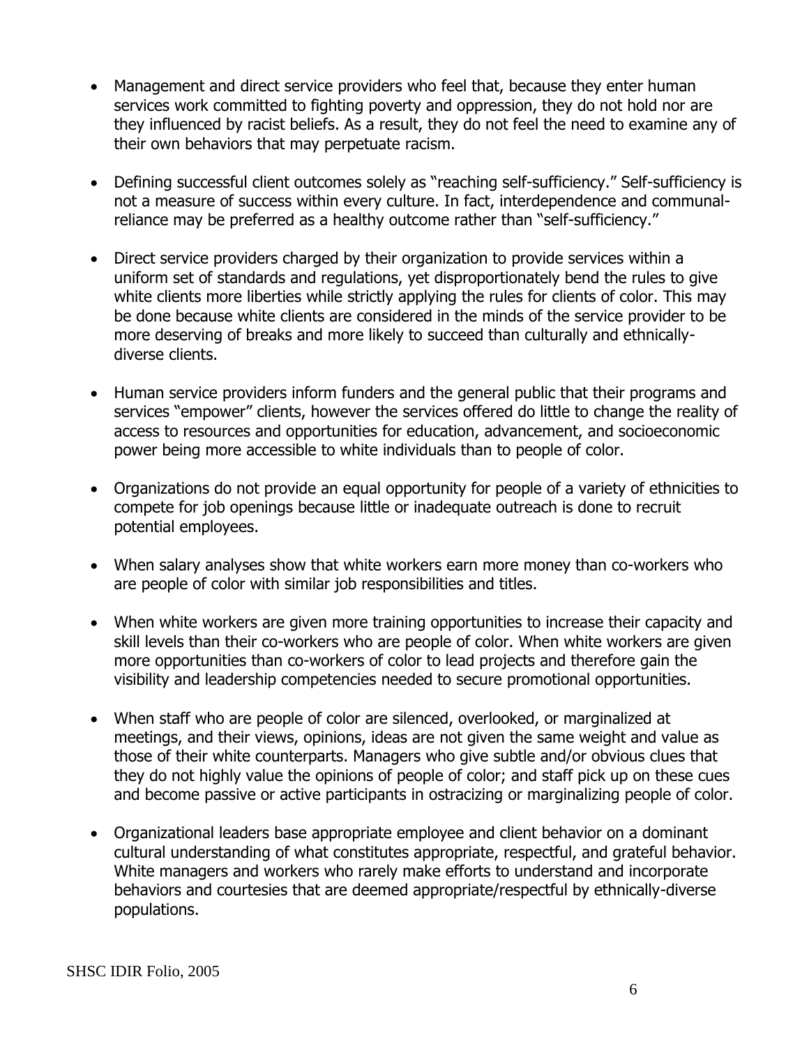- Management and direct service providers who feel that, because they enter human services work committed to fighting poverty and oppression, they do not hold nor are they influenced by racist beliefs. As a result, they do not feel the need to examine any of their own behaviors that may perpetuate racism.

- Defining successful client outcomes solely as "reaching self-sufficiency." Self-sufficiency is not a measure of success within every culture. In fact, interdependence and communal-reliance may be preferred as a healthy outcome rather than "self-sufficiency."

- Direct service providers charged by their organization to provide services within a uniform set of standards and regulations, yet disproportionately bend the rules to give white clients more liberties while strictly applying the rules for clients of color. This may be done because white clients are considered in the minds of the service provider to be more deserving of breaks and more likely to succeed than culturally and ethnically-diverse clients.

- Human service providers inform funders and the general public that their programs and services "empower" clients, however the services offered do little to change the reality of access to resources and opportunities for education, advancement, and socioeconomic power being more accessible to white individuals than to people of color.

- Organizations do not provide an equal opportunity for people of a variety of ethnicities to compete for job openings because little or inadequate outreach is done to recruit potential employees.

- When salary analyses show that white workers earn more money than co-workers who are people of color with similar job responsibilities and titles.

- When white workers are given more training opportunities to increase their capacity and skill levels than their co-workers who are people of color. When white workers are given more opportunities than co-workers of color to lead projects and therefore gain the visibility and leadership competencies needed to secure promotional opportunities.

- When staff who are people of color are silenced, overlooked, or marginalized at meetings, and their views, opinions, ideas are not given the same weight and value as those of their white counterparts. Managers who give subtle and/or obvious clues that they do not highly value the opinions of people of color; and staff pick up on these cues and become passive or active participants in ostracizing or marginalizing people of color.

- Organizational leaders base appropriate employee and client behavior on a dominant cultural understanding of what constitutes appropriate, respectful, and grateful behavior. White managers and workers who rarely make efforts to understand and incorporate behaviors and courtesies that are deemed appropriate/respectful by ethnically-diverse populations.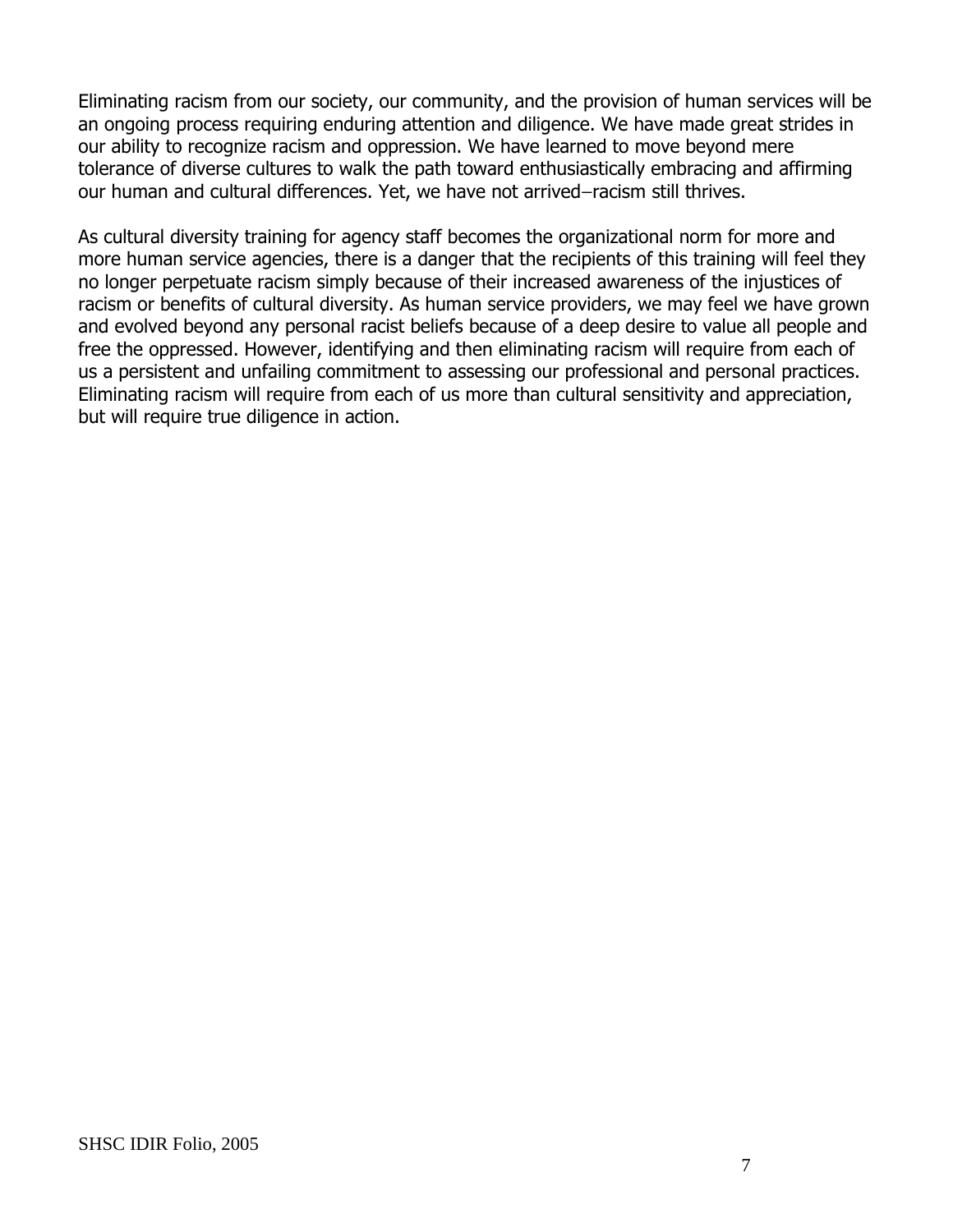Eliminating racism from our society, our community, and the provision of human services will be an ongoing process requiring enduring attention and diligence. We have made great strides in our ability to recognize racism and oppression. We have learned to move beyond mere tolerance of diverse cultures to walk the path toward enthusiastically embracing and affirming our human and cultural differences. Yet, we have not arrived−racism still thrives.

As cultural diversity training for agency staff becomes the organizational norm for more and more human service agencies, there is a danger that the recipients of this training will feel they no longer perpetuate racism simply because of their increased awareness of the injustices of racism or benefits of cultural diversity. As human service providers, we may feel we have grown and evolved beyond any personal racist beliefs because of a deep desire to value all people and free the oppressed. However, identifying and then eliminating racism will require from each of us a persistent and unfailing commitment to assessing our professional and personal practices. Eliminating racism will require from each of us more than cultural sensitivity and appreciation, but will require true diligence in action.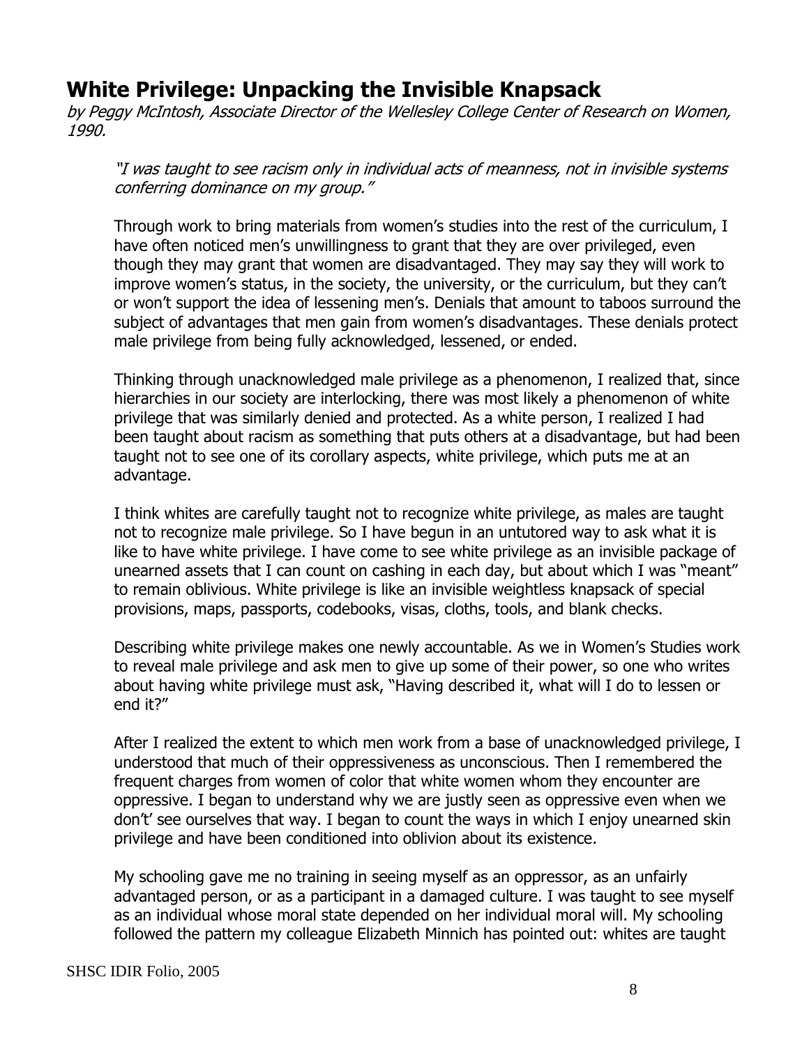## White Privilege: Unpacking the Invisible Knapsack

*by Peggy McIntosh, Associate Director of the Wellesley College Center of Research on Women, 1990.*

> *"I was taught to see racism only in individual acts of meanness, not in invisible systems conferring dominance on my group."*

Through work to bring materials from women's studies into the rest of the curriculum, I have often noticed men's unwillingness to grant that they are over privileged, even though they may grant that women are disadvantaged. They may say they will work to improve women's status, in the society, the university, or the curriculum, but they can't or won't support the idea of lessening men's. Denials that amount to taboos surround the subject of advantages that men gain from women's disadvantages. These denials protect male privilege from being fully acknowledged, lessened, or ended.

Thinking through unacknowledged male privilege as a phenomenon, I realized that, since hierarchies in our society are interlocking, there was most likely a phenomenon of white privilege that was similarly denied and protected. As a white person, I realized I had been taught about racism as something that puts others at a disadvantage, but had been taught not to see one of its corollary aspects, white privilege, which puts me at an advantage.

I think whites are carefully taught not to recognize white privilege, as males are taught not to recognize male privilege. So I have begun in an untutored way to ask what it is like to have white privilege. I have come to see white privilege as an invisible package of unearned assets that I can count on cashing in each day, but about which I was "meant" to remain oblivious. White privilege is like an invisible weightless knapsack of special provisions, maps, passports, codebooks, visas, cloths, tools, and blank checks.

Describing white privilege makes one newly accountable. As we in Women's Studies work to reveal male privilege and ask men to give up some of their power, so one who writes about having white privilege must ask, "Having described it, what will I do to lessen or end it?"

After I realized the extent to which men work from a base of unacknowledged privilege, I understood that much of their oppressiveness as unconscious. Then I remembered the frequent charges from women of color that white women whom they encounter are oppressive. I began to understand why we are justly seen as oppressive even when we don't' see ourselves that way. I began to count the ways in which I enjoy unearned skin privilege and have been conditioned into oblivion about its existence.

My schooling gave me no training in seeing myself as an oppressor, as an unfairly advantaged person, or as a participant in a damaged culture. I was taught to see myself as an individual whose moral state depended on her individual moral will. My schooling followed the pattern my colleague Elizabeth Minnich has pointed out: whites are taught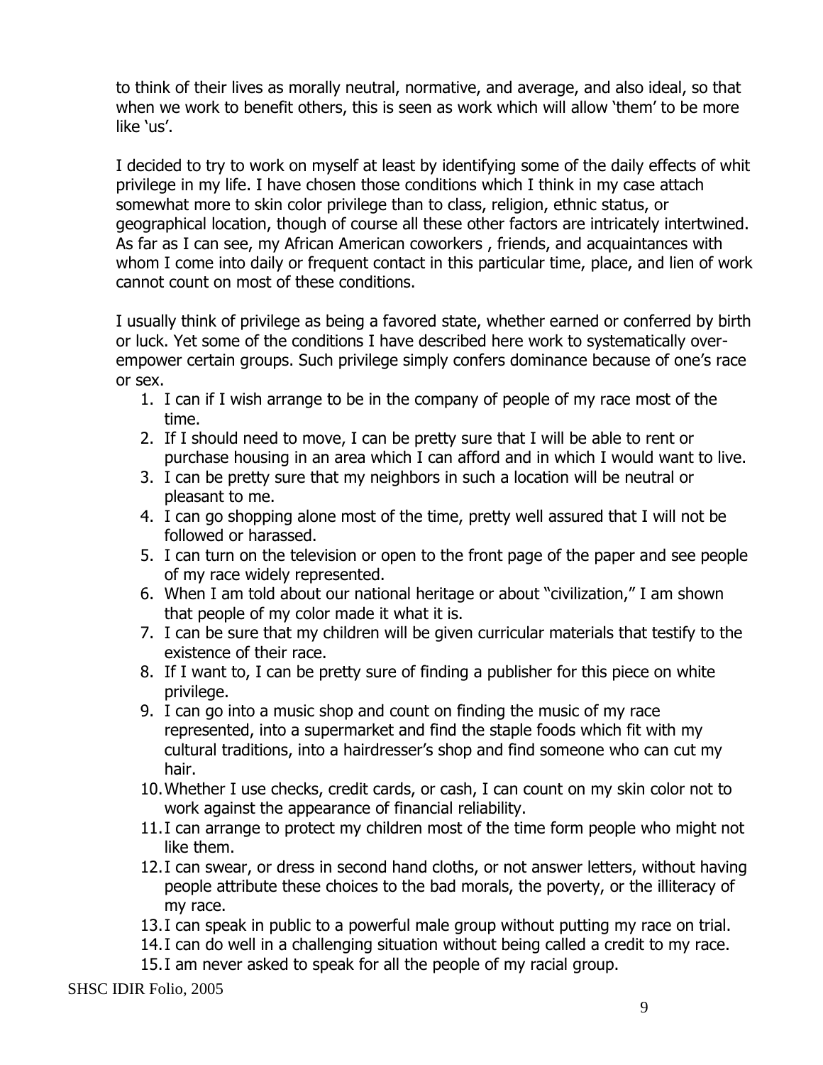to think of their lives as morally neutral, normative, and average, and also ideal, so that when we work to benefit others, this is seen as work which will allow 'them' to be more like 'us'.

I decided to try to work on myself at least by identifying some of the daily effects of whit privilege in my life. I have chosen those conditions which I think in my case attach somewhat more to skin color privilege than to class, religion, ethnic status, or geographical location, though of course all these other factors are intricately intertwined. As far as I can see, my African American coworkers , friends, and acquaintances with whom I come into daily or frequent contact in this particular time, place, and lien of work cannot count on most of these conditions.

I usually think of privilege as being a favored state, whether earned or conferred by birth or luck. Yet some of the conditions I have described here work to systematically over-empower certain groups. Such privilege simply confers dominance because of one's race or sex.

1. I can if I wish arrange to be in the company of people of my race most of the time.
2. If I should need to move, I can be pretty sure that I will be able to rent or purchase housing in an area which I can afford and in which I would want to live.
3. I can be pretty sure that my neighbors in such a location will be neutral or pleasant to me.
4. I can go shopping alone most of the time, pretty well assured that I will not be followed or harassed.
5. I can turn on the television or open to the front page of the paper and see people of my race widely represented.
6. When I am told about our national heritage or about "civilization," I am shown that people of my color made it what it is.
7. I can be sure that my children will be given curricular materials that testify to the existence of their race.
8. If I want to, I can be pretty sure of finding a publisher for this piece on white privilege.
9. I can go into a music shop and count on finding the music of my race represented, into a supermarket and find the staple foods which fit with my cultural traditions, into a hairdresser's shop and find someone who can cut my hair.
10. Whether I use checks, credit cards, or cash, I can count on my skin color not to work against the appearance of financial reliability.
11. I can arrange to protect my children most of the time form people who might not like them.
12. I can swear, or dress in second hand cloths, or not answer letters, without having people attribute these choices to the bad morals, the poverty, or the illiteracy of my race.
13. I can speak in public to a powerful male group without putting my race on trial.
14. I can do well in a challenging situation without being called a credit to my race.
15. I am never asked to speak for all the people of my racial group.

SHSC IDIR Folio, 2005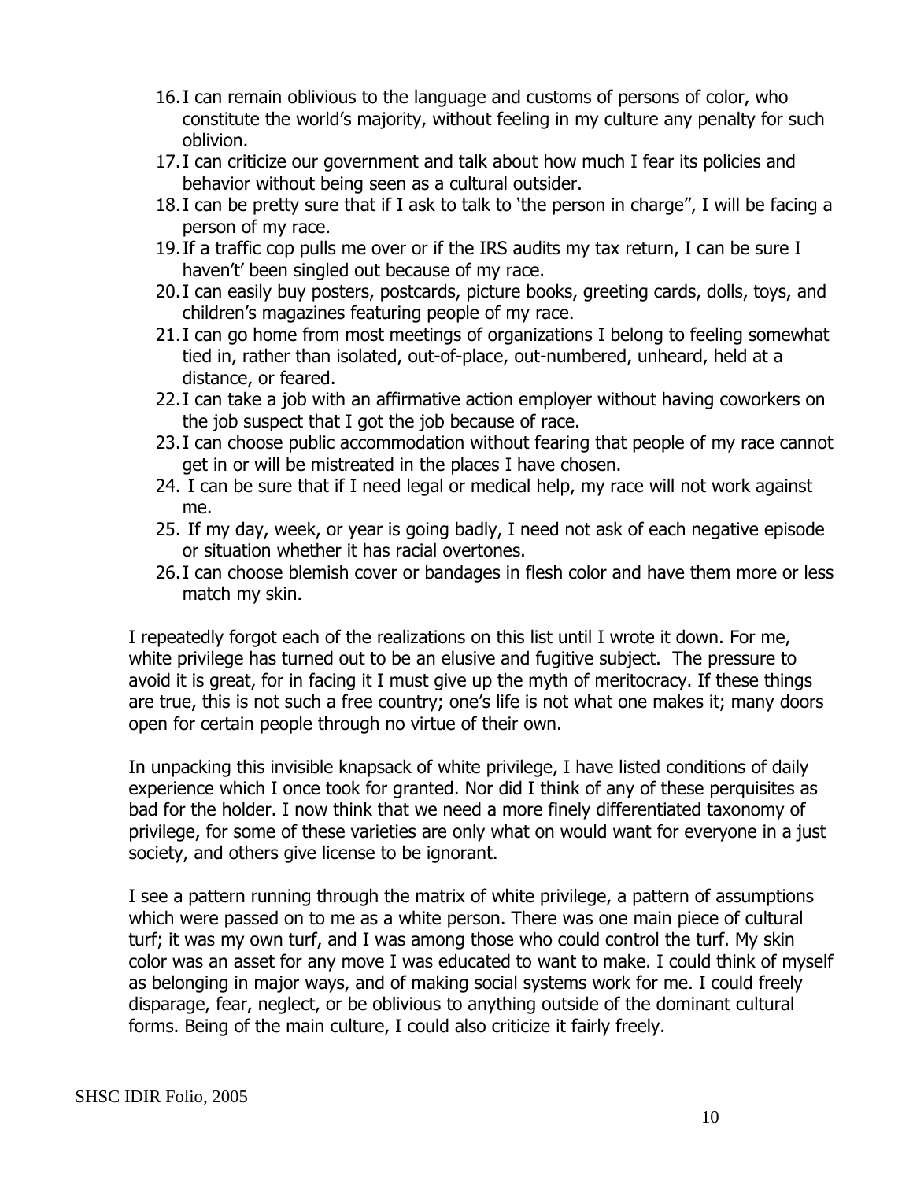16. I can remain oblivious to the language and customs of persons of color, who constitute the world's majority, without feeling in my culture any penalty for such oblivion.
17. I can criticize our government and talk about how much I fear its policies and behavior without being seen as a cultural outsider.
18. I can be pretty sure that if I ask to talk to 'the person in charge", I will be facing a person of my race.
19. If a traffic cop pulls me over or if the IRS audits my tax return, I can be sure I haven't' been singled out because of my race.
20. I can easily buy posters, postcards, picture books, greeting cards, dolls, toys, and children's magazines featuring people of my race.
21. I can go home from most meetings of organizations I belong to feeling somewhat tied in, rather than isolated, out-of-place, out-numbered, unheard, held at a distance, or feared.
22. I can take a job with an affirmative action employer without having coworkers on the job suspect that I got the job because of race.
23. I can choose public accommodation without fearing that people of my race cannot get in or will be mistreated in the places I have chosen.
24. I can be sure that if I need legal or medical help, my race will not work against me.
25. If my day, week, or year is going badly, I need not ask of each negative episode or situation whether it has racial overtones.
26. I can choose blemish cover or bandages in flesh color and have them more or less match my skin.

I repeatedly forgot each of the realizations on this list until I wrote it down. For me, white privilege has turned out to be an elusive and fugitive subject. The pressure to avoid it is great, for in facing it I must give up the myth of meritocracy. If these things are true, this is not such a free country; one's life is not what one makes it; many doors open for certain people through no virtue of their own.

In unpacking this invisible knapsack of white privilege, I have listed conditions of daily experience which I once took for granted. Nor did I think of any of these perquisites as bad for the holder. I now think that we need a more finely differentiated taxonomy of privilege, for some of these varieties are only what on would want for everyone in a just society, and others give license to be ignorant.

I see a pattern running through the matrix of white privilege, a pattern of assumptions which were passed on to me as a white person. There was one main piece of cultural turf; it was my own turf, and I was among those who could control the turf. My skin color was an asset for any move I was educated to want to make. I could think of myself as belonging in major ways, and of making social systems work for me. I could freely disparage, fear, neglect, or be oblivious to anything outside of the dominant cultural forms. Being of the main culture, I could also criticize it fairly freely.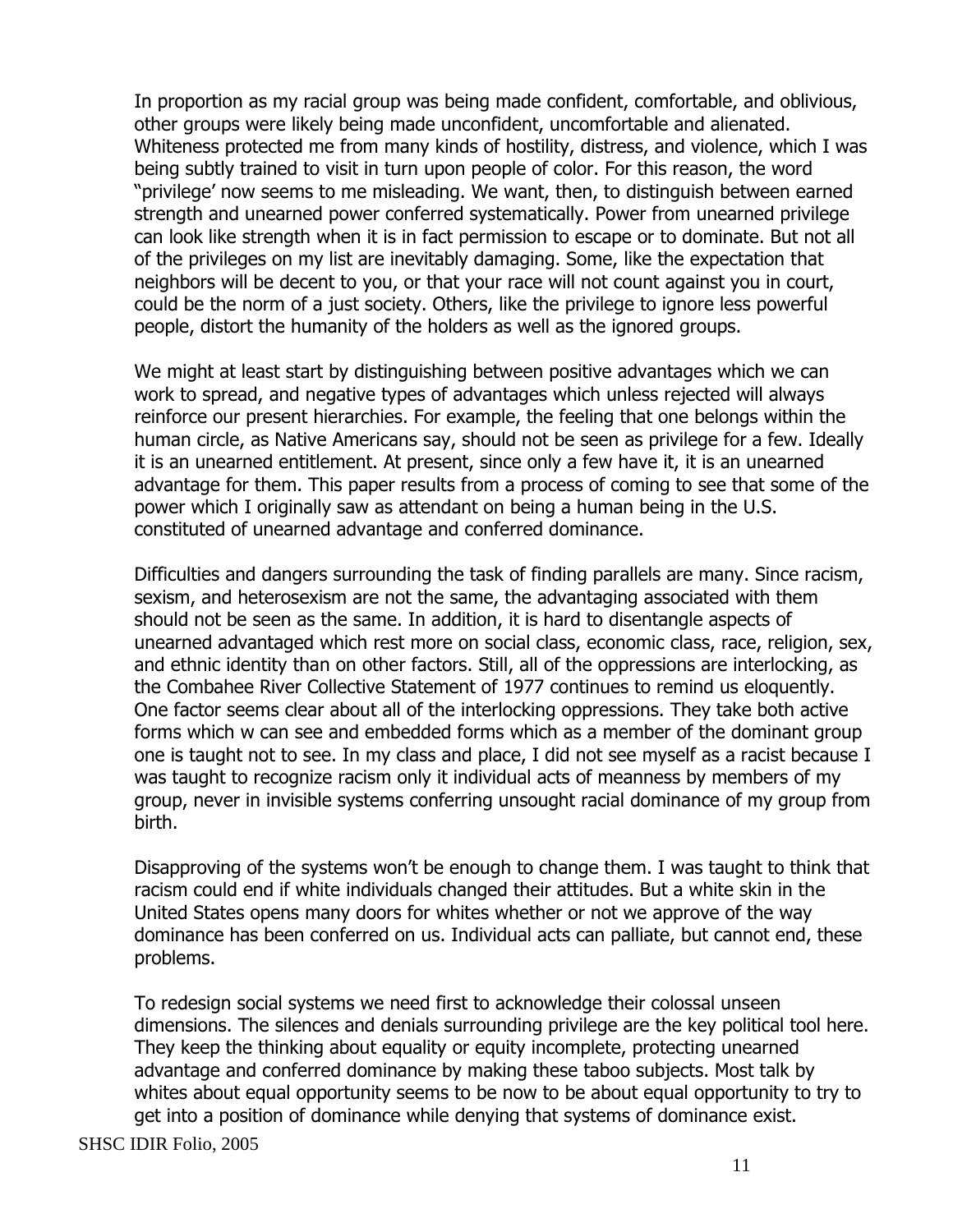In proportion as my racial group was being made confident, comfortable, and oblivious, other groups were likely being made unconfident, uncomfortable and alienated. Whiteness protected me from many kinds of hostility, distress, and violence, which I was being subtly trained to visit in turn upon people of color. For this reason, the word "privilege' now seems to me misleading. We want, then, to distinguish between earned strength and unearned power conferred systematically. Power from unearned privilege can look like strength when it is in fact permission to escape or to dominate. But not all of the privileges on my list are inevitably damaging. Some, like the expectation that neighbors will be decent to you, or that your race will not count against you in court, could be the norm of a just society. Others, like the privilege to ignore less powerful people, distort the humanity of the holders as well as the ignored groups.

We might at least start by distinguishing between positive advantages which we can work to spread, and negative types of advantages which unless rejected will always reinforce our present hierarchies. For example, the feeling that one belongs within the human circle, as Native Americans say, should not be seen as privilege for a few. Ideally it is an unearned entitlement. At present, since only a few have it, it is an unearned advantage for them. This paper results from a process of coming to see that some of the power which I originally saw as attendant on being a human being in the U.S. constituted of unearned advantage and conferred dominance.

Difficulties and dangers surrounding the task of finding parallels are many. Since racism, sexism, and heterosexism are not the same, the advantaging associated with them should not be seen as the same. In addition, it is hard to disentangle aspects of unearned advantaged which rest more on social class, economic class, race, religion, sex, and ethnic identity than on other factors. Still, all of the oppressions are interlocking, as the Combahee River Collective Statement of 1977 continues to remind us eloquently. One factor seems clear about all of the interlocking oppressions. They take both active forms which w can see and embedded forms which as a member of the dominant group one is taught not to see. In my class and place, I did not see myself as a racist because I was taught to recognize racism only it individual acts of meanness by members of my group, never in invisible systems conferring unsought racial dominance of my group from birth.

Disapproving of the systems won't be enough to change them. I was taught to think that racism could end if white individuals changed their attitudes. But a white skin in the United States opens many doors for whites whether or not we approve of the way dominance has been conferred on us. Individual acts can palliate, but cannot end, these problems.

To redesign social systems we need first to acknowledge their colossal unseen dimensions. The silences and denials surrounding privilege are the key political tool here. They keep the thinking about equality or equity incomplete, protecting unearned advantage and conferred dominance by making these taboo subjects. Most talk by whites about equal opportunity seems to be now to be about equal opportunity to try to get into a position of dominance while denying that systems of dominance exist.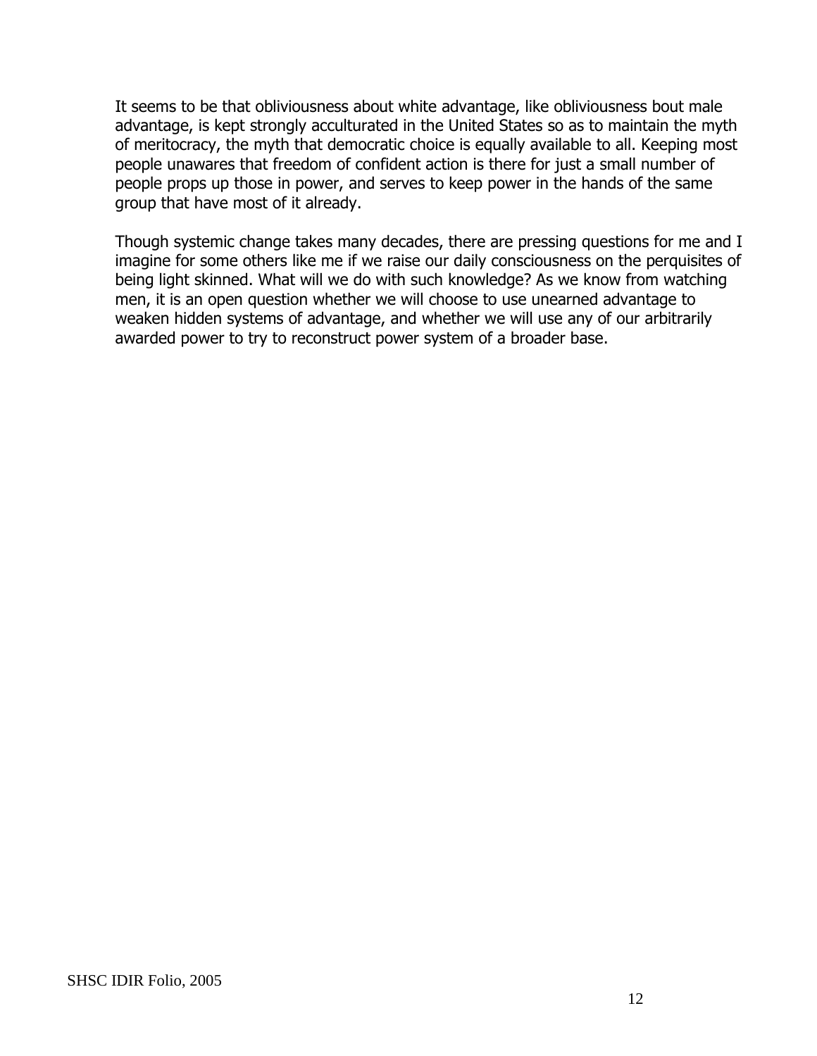It seems to be that obliviousness about white advantage, like obliviousness bout male advantage, is kept strongly acculturated in the United States so as to maintain the myth of meritocracy, the myth that democratic choice is equally available to all. Keeping most people unawares that freedom of confident action is there for just a small number of people props up those in power, and serves to keep power in the hands of the same group that have most of it already.

Though systemic change takes many decades, there are pressing questions for me and I imagine for some others like me if we raise our daily consciousness on the perquisites of being light skinned. What will we do with such knowledge? As we know from watching men, it is an open question whether we will choose to use unearned advantage to weaken hidden systems of advantage, and whether we will use any of our arbitrarily awarded power to try to reconstruct power system of a broader base.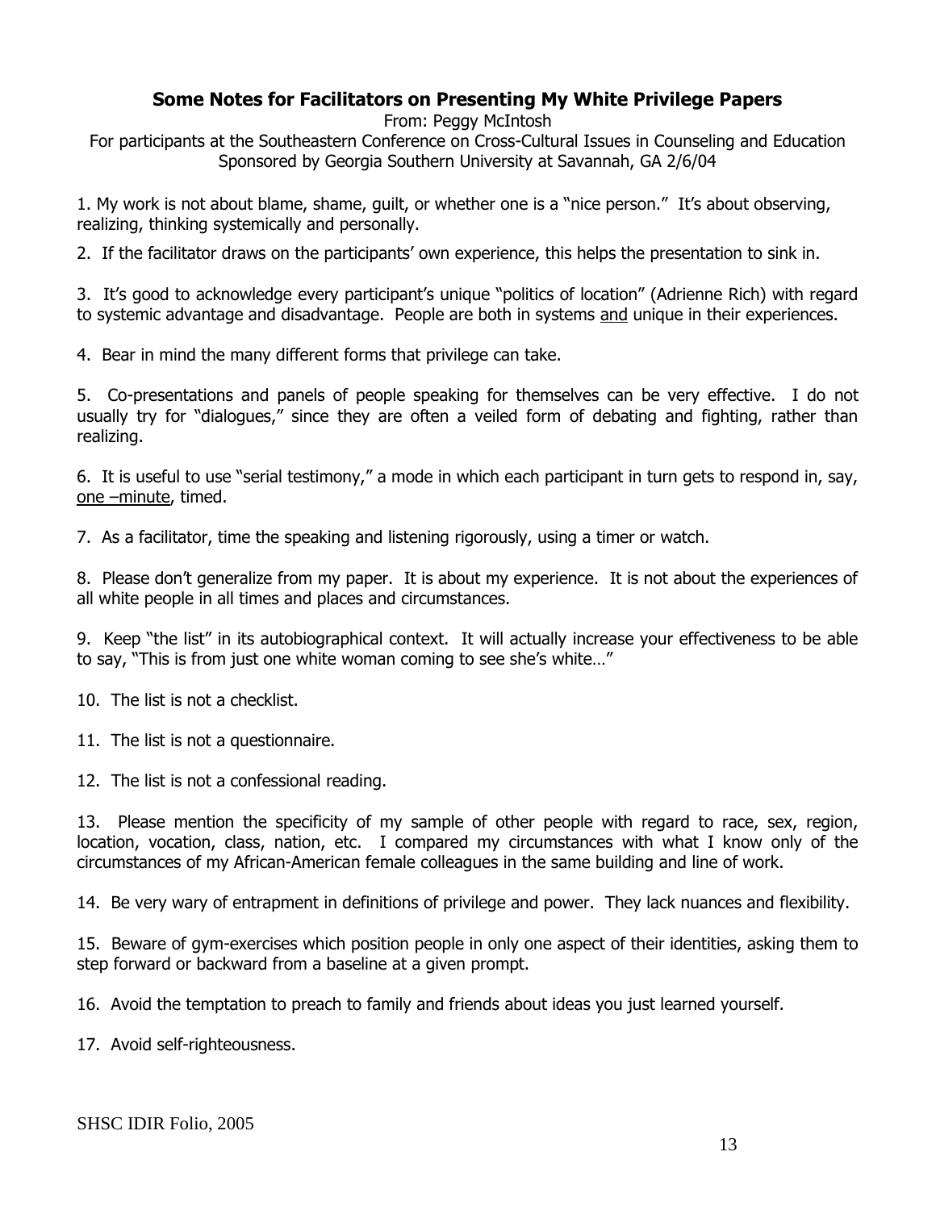## Some Notes for Facilitators on Presenting My White Privilege Papers

From: Peggy McIntosh

For participants at the Southeastern Conference on Cross-Cultural Issues in Counseling and Education Sponsored by Georgia Southern University at Savannah, GA 2/6/04

1. My work is not about blame, shame, guilt, or whether one is a "nice person." It's about observing, realizing, thinking systemically and personally.

2. If the facilitator draws on the participants' own experience, this helps the presentation to sink in.

3. It's good to acknowledge every participant's unique "politics of location" (Adrienne Rich) with regard to systemic advantage and disadvantage. People are both in systems <u>and</u> unique in their experiences.

4. Bear in mind the many different forms that privilege can take.

5. Co-presentations and panels of people speaking for themselves can be very effective. I do not usually try for "dialogues," since they are often a veiled form of debating and fighting, rather than realizing.

6. It is useful to use "serial testimony," a mode in which each participant in turn gets to respond in, say, <u>one –minute</u>, timed.

7. As a facilitator, time the speaking and listening rigorously, using a timer or watch.

8. Please don't generalize from my paper. It is about my experience. It is not about the experiences of all white people in all times and places and circumstances.

9. Keep "the list" in its autobiographical context. It will actually increase your effectiveness to be able to say, "This is from just one white woman coming to see she's white…"

10. The list is not a checklist.

11. The list is not a questionnaire.

12. The list is not a confessional reading.

13. Please mention the specificity of my sample of other people with regard to race, sex, region, location, vocation, class, nation, etc. I compared my circumstances with what I know only of the circumstances of my African-American female colleagues in the same building and line of work.

14. Be very wary of entrapment in definitions of privilege and power. They lack nuances and flexibility.

15. Beware of gym-exercises which position people in only one aspect of their identities, asking them to step forward or backward from a baseline at a given prompt.

16. Avoid the temptation to preach to family and friends about ideas you just learned yourself.

17. Avoid self-righteousness.

SHSC IDIR Folio, 2005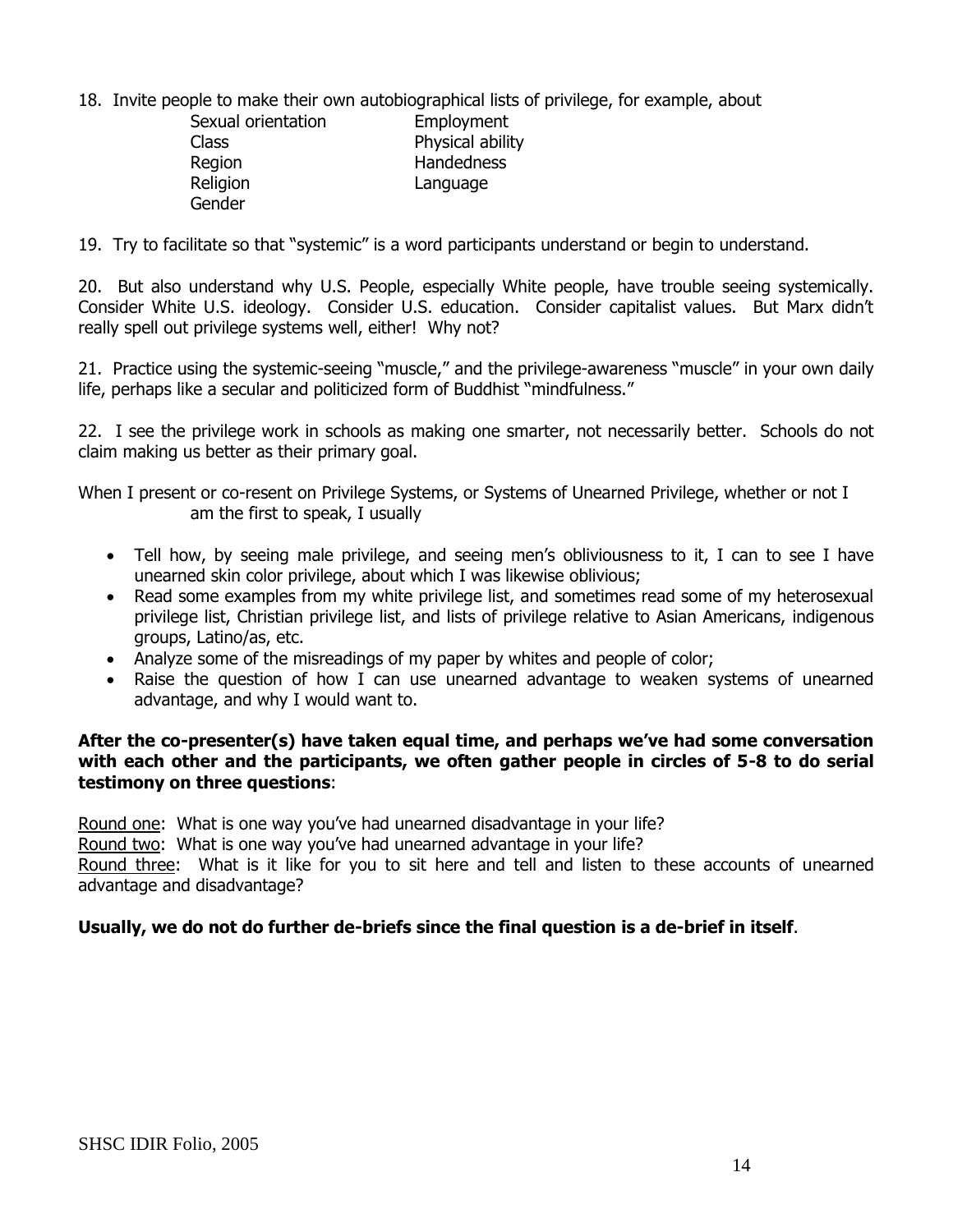18. Invite people to make their own autobiographical lists of privilege, for example, about

| | |
|---|---|
| Sexual orientation | Employment |
| Class | Physical ability |
| Region | Handedness |
| Religion | Language |
| Gender | |

19. Try to facilitate so that "systemic" is a word participants understand or begin to understand.

20. But also understand why U.S. People, especially White people, have trouble seeing systemically. Consider White U.S. ideology. Consider U.S. education. Consider capitalist values. But Marx didn't really spell out privilege systems well, either! Why not?

21. Practice using the systemic-seeing "muscle," and the privilege-awareness "muscle" in your own daily life, perhaps like a secular and politicized form of Buddhist "mindfulness."

22. I see the privilege work in schools as making one smarter, not necessarily better. Schools do not claim making us better as their primary goal.

When I present or co-resent on Privilege Systems, or Systems of Unearned Privilege, whether or not I am the first to speak, I usually

- Tell how, by seeing male privilege, and seeing men's obliviousness to it, I can to see I have unearned skin color privilege, about which I was likewise oblivious;
- Read some examples from my white privilege list, and sometimes read some of my heterosexual privilege list, Christian privilege list, and lists of privilege relative to Asian Americans, indigenous groups, Latino/as, etc.
- Analyze some of the misreadings of my paper by whites and people of color;
- Raise the question of how I can use unearned advantage to weaken systems of unearned advantage, and why I would want to.

**After the co-presenter(s) have taken equal time, and perhaps we've had some conversation with each other and the participants, we often gather people in circles of 5-8 to do serial testimony on three questions**:

Round one: What is one way you've had unearned disadvantage in your life?
Round two: What is one way you've had unearned advantage in your life?
Round three: What is it like for you to sit here and tell and listen to these accounts of unearned advantage and disadvantage?

**Usually, we do not do further de-briefs since the final question is a de-brief in itself**.

SHSC IDIR Folio, 2005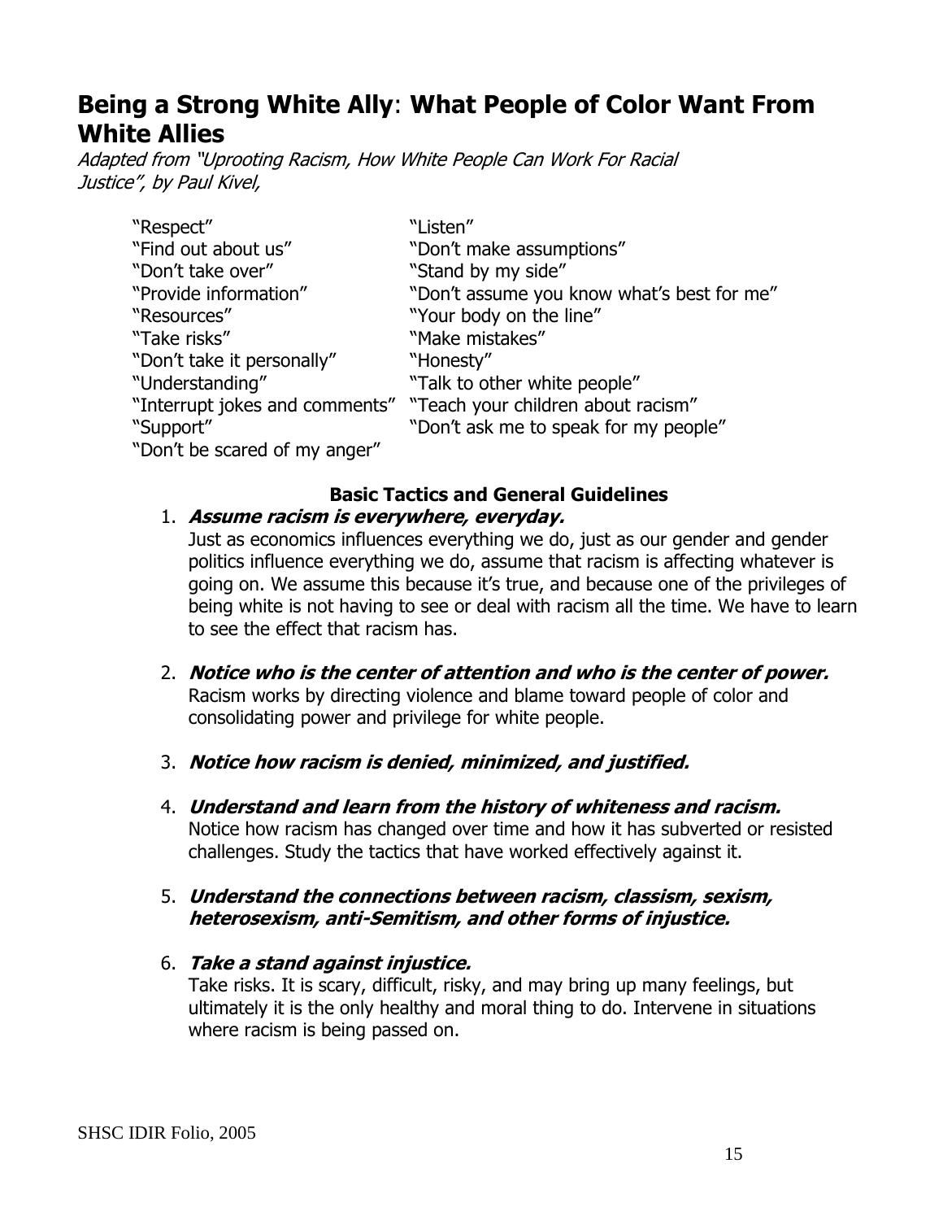## **Being a Strong White Ally**: **What People of Color Want From White Allies**

*Adapted from "Uprooting Racism, How White People Can Work For Racial Justice", by Paul Kivel,*

| | |
|---|---|
| "Respect" | "Listen" |
| "Find out about us" | "Don't make assumptions" |
| "Don't take over" | "Stand by my side" |
| "Provide information" | "Don't assume you know what's best for me" |
| "Resources" | "Your body on the line" |
| "Take risks" | "Make mistakes" |
| "Don't take it personally" | "Honesty" |
| "Understanding" | "Talk to other white people" |
| "Interrupt jokes and comments" | "Teach your children about racism" |
| "Support" | "Don't ask me to speak for my people" |
| "Don't be scared of my anger" | |

### **Basic Tactics and General Guidelines**

1. ***Assume racism is everywhere, everyday.***
   Just as economics influences everything we do, just as our gender and gender politics influence everything we do, assume that racism is affecting whatever is going on. We assume this because it's true, and because one of the privileges of being white is not having to see or deal with racism all the time. We have to learn to see the effect that racism has.

2. ***Notice who is the center of attention and who is the center of power.***
   Racism works by directing violence and blame toward people of color and consolidating power and privilege for white people.

3. ***Notice how racism is denied, minimized, and justified.***

4. ***Understand and learn from the history of whiteness and racism.***
   Notice how racism has changed over time and how it has subverted or resisted challenges. Study the tactics that have worked effectively against it.

5. ***Understand the connections between racism, classism, sexism, heterosexism, anti-Semitism, and other forms of injustice.***

6. ***Take a stand against injustice.***
   Take risks. It is scary, difficult, risky, and may bring up many feelings, but ultimately it is the only healthy and moral thing to do. Intervene in situations where racism is being passed on.

SHSC IDIR Folio, 2005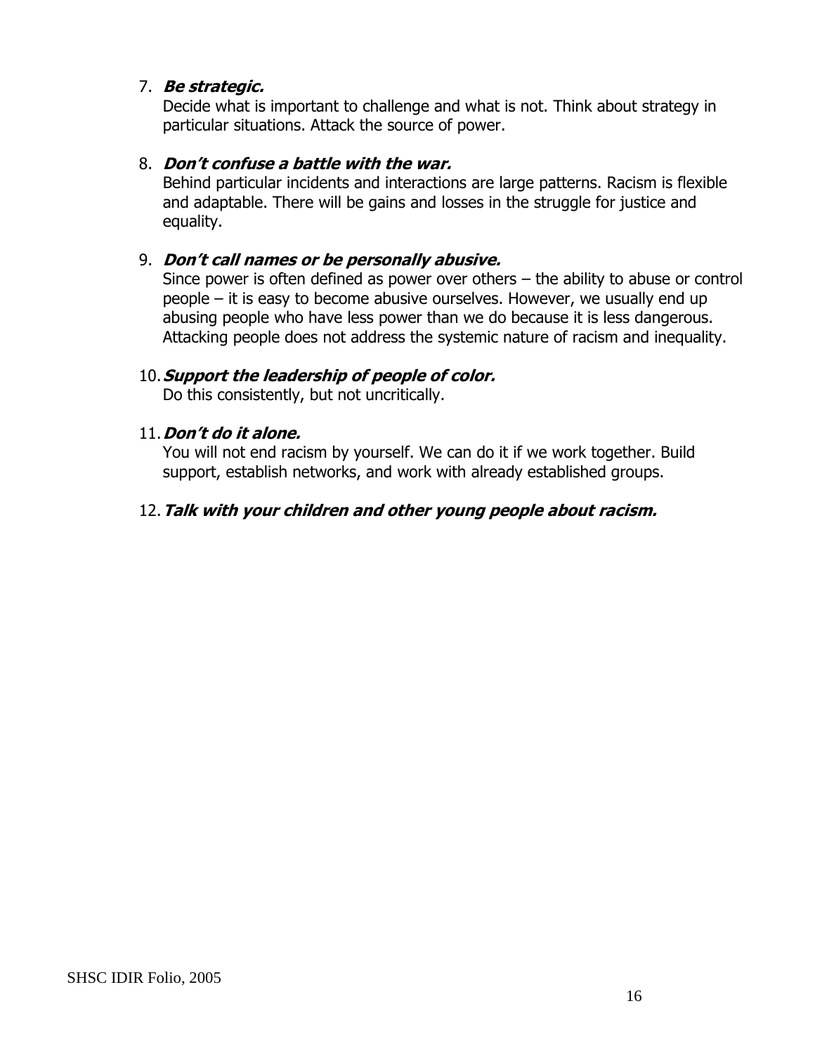7. ***Be strategic.***
   Decide what is important to challenge and what is not. Think about strategy in particular situations. Attack the source of power.

8. ***Don't confuse a battle with the war.***
   Behind particular incidents and interactions are large patterns. Racism is flexible and adaptable. There will be gains and losses in the struggle for justice and equality.

9. ***Don't call names or be personally abusive.***
   Since power is often defined as power over others – the ability to abuse or control people – it is easy to become abusive ourselves. However, we usually end up abusing people who have less power than we do because it is less dangerous. Attacking people does not address the systemic nature of racism and inequality.

10. ***Support the leadership of people of color.***
    Do this consistently, but not uncritically.

11. ***Don't do it alone.***
    You will not end racism by yourself. We can do it if we work together. Build support, establish networks, and work with already established groups.

12. ***Talk with your children and other young people about racism.***

SHSC IDIR Folio, 2005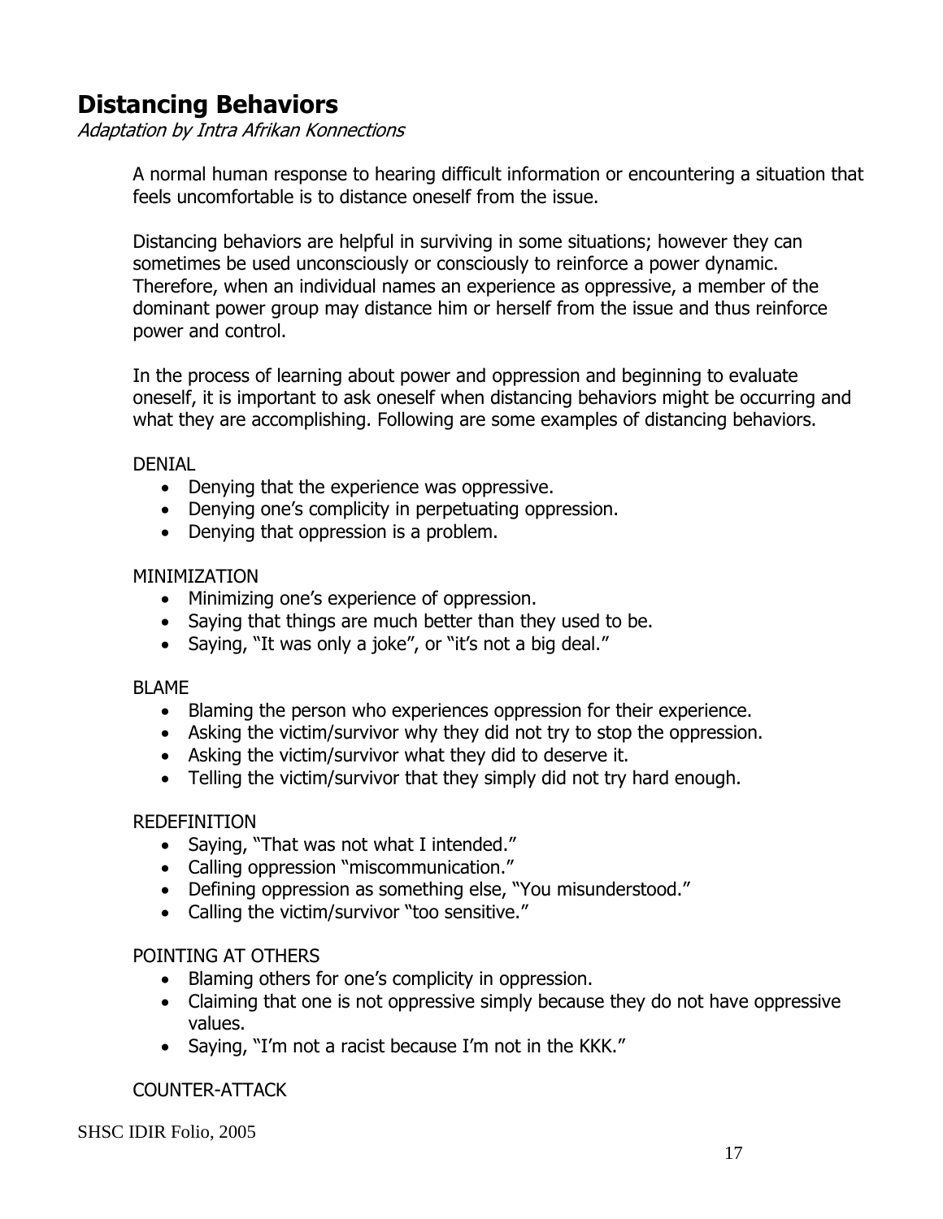## Distancing Behaviors

*Adaptation by Intra Afrikan Konnections*

A normal human response to hearing difficult information or encountering a situation that feels uncomfortable is to distance oneself from the issue.

Distancing behaviors are helpful in surviving in some situations; however they can sometimes be used unconsciously or consciously to reinforce a power dynamic. Therefore, when an individual names an experience as oppressive, a member of the dominant power group may distance him or herself from the issue and thus reinforce power and control.

In the process of learning about power and oppression and beginning to evaluate oneself, it is important to ask oneself when distancing behaviors might be occurring and what they are accomplishing. Following are some examples of distancing behaviors.

DENIAL

- Denying that the experience was oppressive.
- Denying one's complicity in perpetuating oppression.
- Denying that oppression is a problem.

MINIMIZATION

- Minimizing one's experience of oppression.
- Saying that things are much better than they used to be.
- Saying, "It was only a joke", or "it's not a big deal."

BLAME

- Blaming the person who experiences oppression for their experience.
- Asking the victim/survivor why they did not try to stop the oppression.
- Asking the victim/survivor what they did to deserve it.
- Telling the victim/survivor that they simply did not try hard enough.

REDEFINITION

- Saying, "That was not what I intended."
- Calling oppression "miscommunication."
- Defining oppression as something else, "You misunderstood."
- Calling the victim/survivor "too sensitive."

POINTING AT OTHERS

- Blaming others for one's complicity in oppression.
- Claiming that one is not oppressive simply because they do not have oppressive values.
- Saying, "I'm not a racist because I'm not in the KKK."

COUNTER-ATTACK

SHSC IDIR Folio, 2005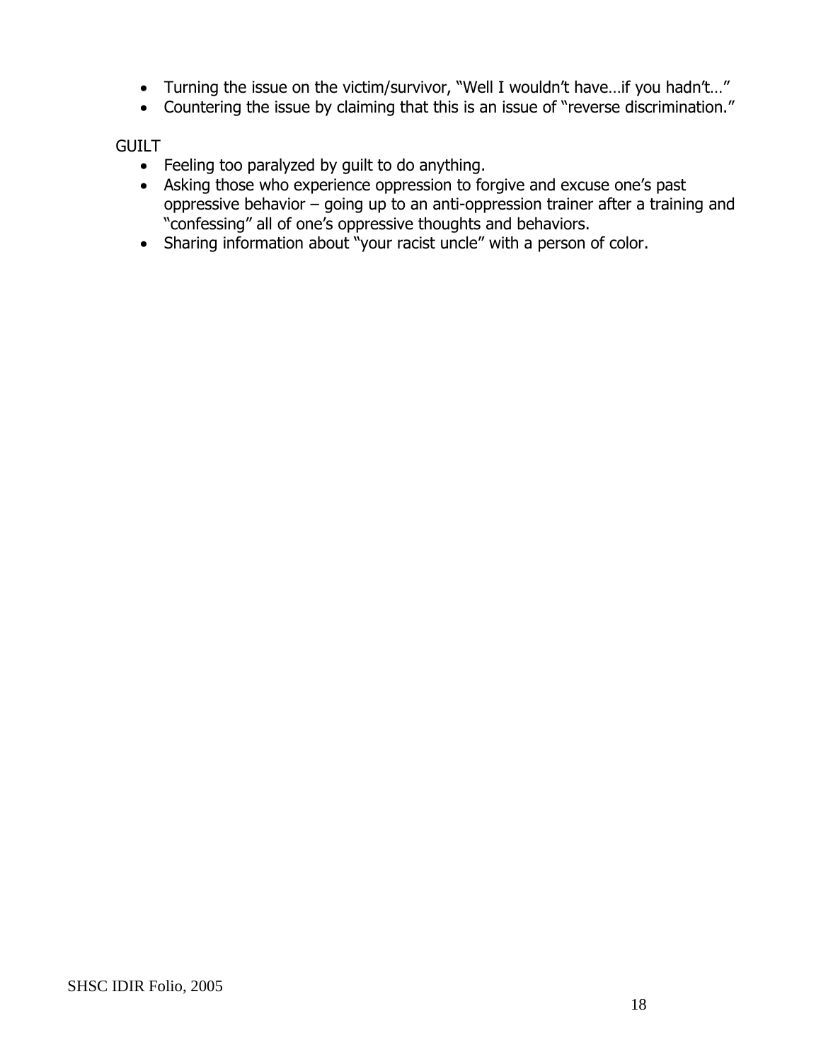- Turning the issue on the victim/survivor, "Well I wouldn't have…if you hadn't…"
- Countering the issue by claiming that this is an issue of "reverse discrimination."

GUILT

- Feeling too paralyzed by guilt to do anything.
- Asking those who experience oppression to forgive and excuse one's past oppressive behavior – going up to an anti-oppression trainer after a training and "confessing" all of one's oppressive thoughts and behaviors.
- Sharing information about "your racist uncle" with a person of color.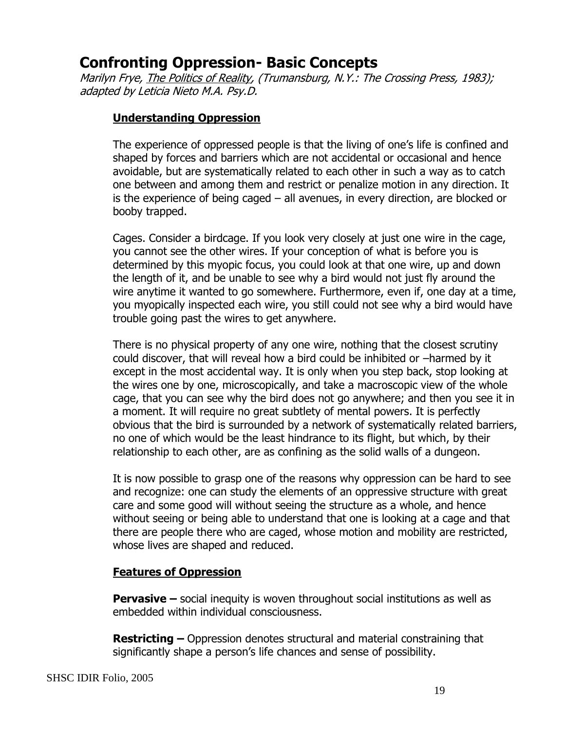# Confronting Oppression- Basic Concepts

*Marilyn Frye, The Politics of Reality, (Trumansburg, N.Y.: The Crossing Press, 1983); adapted by Leticia Nieto M.A. Psy.D.*

## Understanding Oppression

The experience of oppressed people is that the living of one's life is confined and shaped by forces and barriers which are not accidental or occasional and hence avoidable, but are systematically related to each other in such a way as to catch one between and among them and restrict or penalize motion in any direction. It is the experience of being caged – all avenues, in every direction, are blocked or booby trapped.

Cages. Consider a birdcage. If you look very closely at just one wire in the cage, you cannot see the other wires. If your conception of what is before you is determined by this myopic focus, you could look at that one wire, up and down the length of it, and be unable to see why a bird would not just fly around the wire anytime it wanted to go somewhere. Furthermore, even if, one day at a time, you myopically inspected each wire, you still could not see why a bird would have trouble going past the wires to get anywhere.

There is no physical property of any one wire, nothing that the closest scrutiny could discover, that will reveal how a bird could be inhibited or –harmed by it except in the most accidental way. It is only when you step back, stop looking at the wires one by one, microscopically, and take a macroscopic view of the whole cage, that you can see why the bird does not go anywhere; and then you see it in a moment. It will require no great subtlety of mental powers. It is perfectly obvious that the bird is surrounded by a network of systematically related barriers, no one of which would be the least hindrance to its flight, but which, by their relationship to each other, are as confining as the solid walls of a dungeon.

It is now possible to grasp one of the reasons why oppression can be hard to see and recognize: one can study the elements of an oppressive structure with great care and some good will without seeing the structure as a whole, and hence without seeing or being able to understand that one is looking at a cage and that there are people there who are caged, whose motion and mobility are restricted, whose lives are shaped and reduced.

## Features of Oppression

**Pervasive –** social inequity is woven throughout social institutions as well as embedded within individual consciousness.

**Restricting –** Oppression denotes structural and material constraining that significantly shape a person's life chances and sense of possibility.

SHSC IDIR Folio, 2005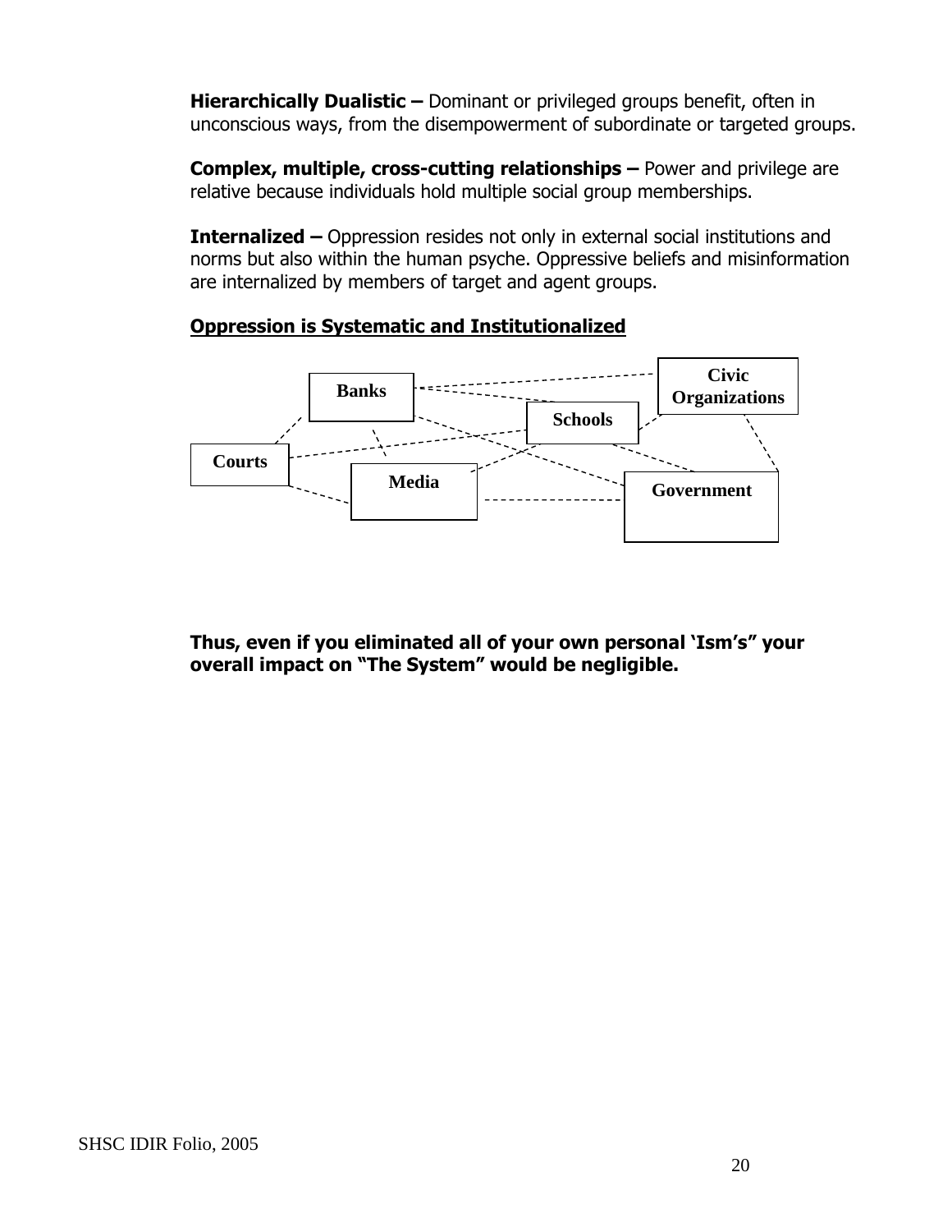**Hierarchically Dualistic –** Dominant or privileged groups benefit, often in unconscious ways, from the disempowerment of subordinate or targeted groups.

**Complex, multiple, cross-cutting relationships –** Power and privilege are relative because individuals hold multiple social group memberships.

**Internalized –** Oppression resides not only in external social institutions and norms but also within the human psyche. Oppressive beliefs and misinformation are internalized by members of target and agent groups.

**Oppression is Systematic and Institutionalized**

Banks

Civic Organizations

Schools

Courts

Media

Government

**Thus, even if you eliminated all of your own personal 'Ism's" your overall impact on "The System" would be negligible.**

SHSC IDIR Folio, 2005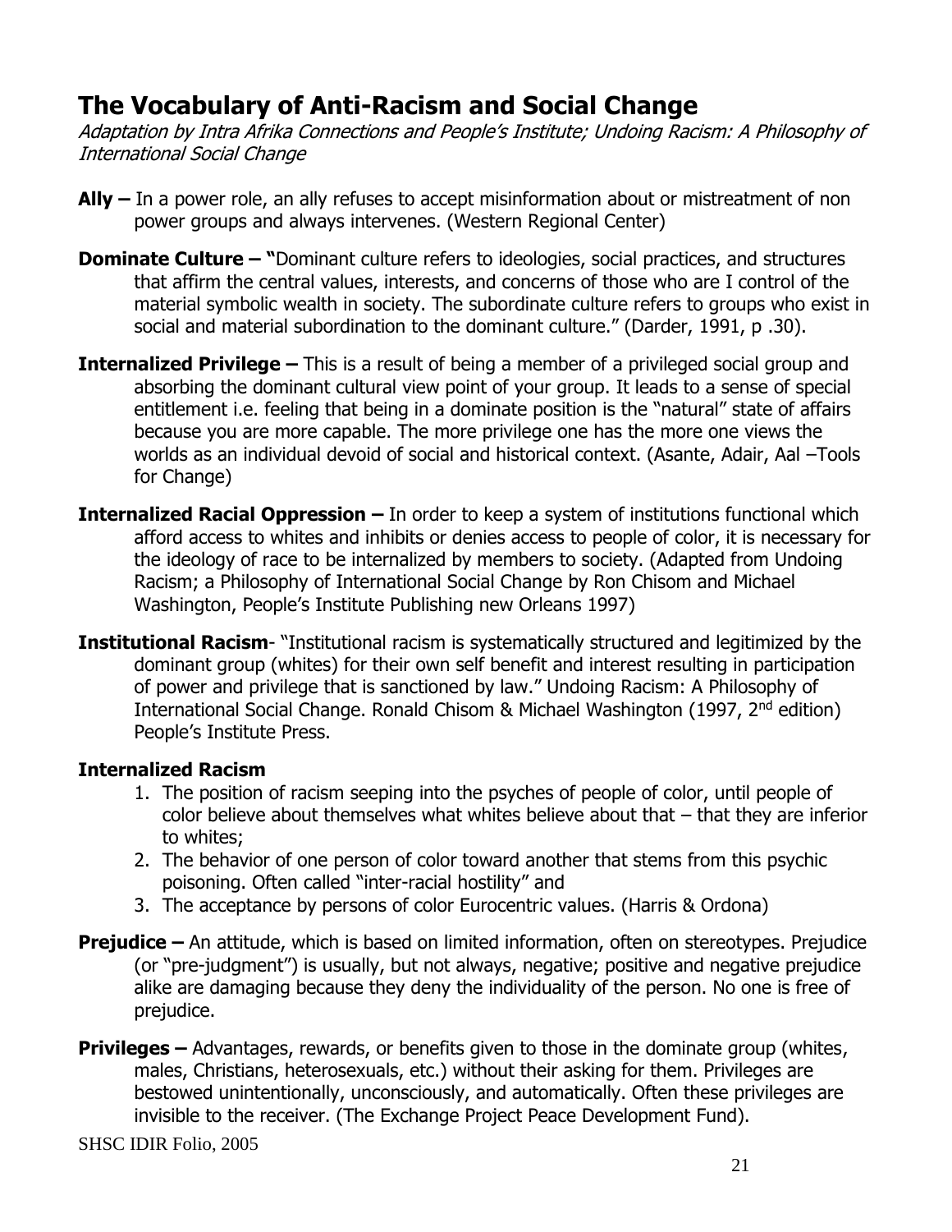# The Vocabulary of Anti-Racism and Social Change

*Adaptation by Intra Afrika Connections and People's Institute; Undoing Racism: A Philosophy of International Social Change*

**Ally –** In a power role, an ally refuses to accept misinformation about or mistreatment of non power groups and always intervenes. (Western Regional Center)

**Dominate Culture – "**Dominant culture refers to ideologies, social practices, and structures that affirm the central values, interests, and concerns of those who are I control of the material symbolic wealth in society. The subordinate culture refers to groups who exist in social and material subordination to the dominant culture." (Darder, 1991, p .30).

**Internalized Privilege –** This is a result of being a member of a privileged social group and absorbing the dominant cultural view point of your group. It leads to a sense of special entitlement i.e. feeling that being in a dominate position is the "natural" state of affairs because you are more capable. The more privilege one has the more one views the worlds as an individual devoid of social and historical context. (Asante, Adair, Aal –Tools for Change)

**Internalized Racial Oppression –** In order to keep a system of institutions functional which afford access to whites and inhibits or denies access to people of color, it is necessary for the ideology of race to be internalized by members to society. (Adapted from Undoing Racism; a Philosophy of International Social Change by Ron Chisom and Michael Washington, People's Institute Publishing new Orleans 1997)

**Institutional Racism**- "Institutional racism is systematically structured and legitimized by the dominant group (whites) for their own self benefit and interest resulting in participation of power and privilege that is sanctioned by law." Undoing Racism: A Philosophy of International Social Change. Ronald Chisom & Michael Washington (1997, 2nd edition) People's Institute Press.

**Internalized Racism**

1. The position of racism seeping into the psyches of people of color, until people of color believe about themselves what whites believe about that – that they are inferior to whites;
2. The behavior of one person of color toward another that stems from this psychic poisoning. Often called "inter-racial hostility" and
3. The acceptance by persons of color Eurocentric values. (Harris & Ordona)

**Prejudice –** An attitude, which is based on limited information, often on stereotypes. Prejudice (or "pre-judgment") is usually, but not always, negative; positive and negative prejudice alike are damaging because they deny the individuality of the person. No one is free of prejudice.

**Privileges –** Advantages, rewards, or benefits given to those in the dominate group (whites, males, Christians, heterosexuals, etc.) without their asking for them. Privileges are bestowed unintentionally, unconsciously, and automatically. Often these privileges are invisible to the receiver. (The Exchange Project Peace Development Fund).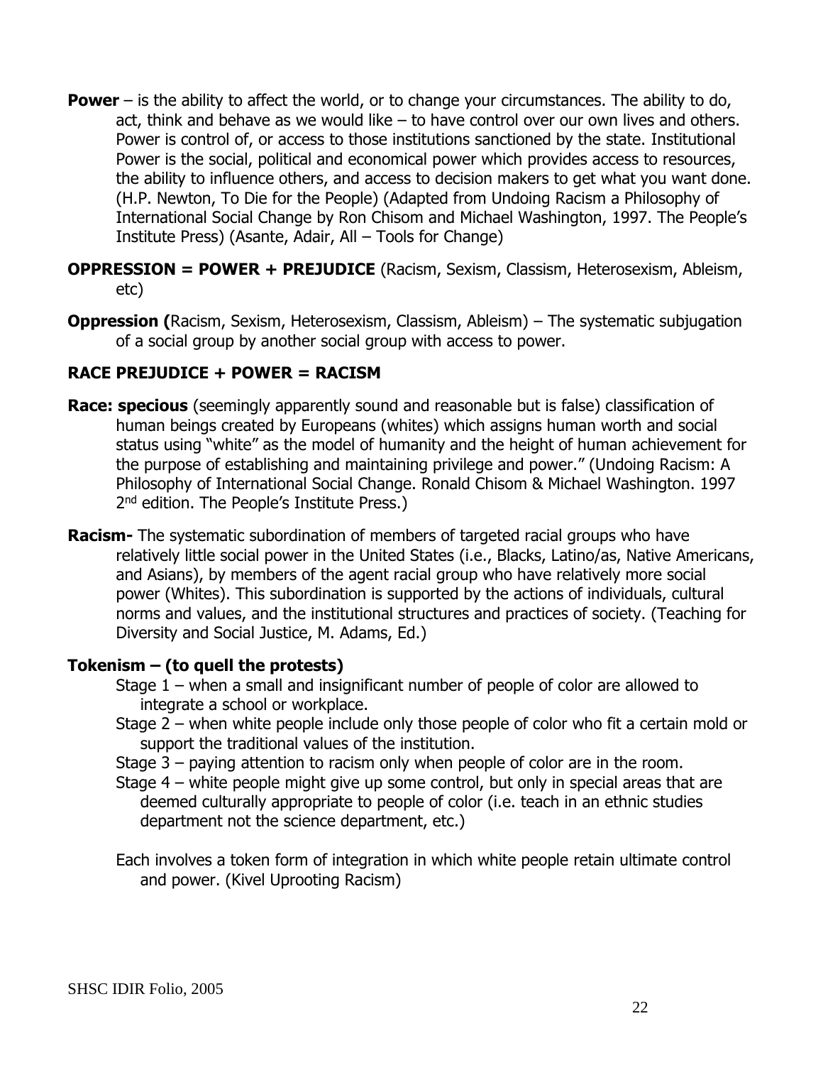**Power** – is the ability to affect the world, or to change your circumstances. The ability to do, act, think and behave as we would like – to have control over our own lives and others. Power is control of, or access to those institutions sanctioned by the state. Institutional Power is the social, political and economical power which provides access to resources, the ability to influence others, and access to decision makers to get what you want done. (H.P. Newton, To Die for the People) (Adapted from Undoing Racism a Philosophy of International Social Change by Ron Chisom and Michael Washington, 1997. The People's Institute Press) (Asante, Adair, All – Tools for Change)

**OPPRESSION = POWER + PREJUDICE** (Racism, Sexism, Classism, Heterosexism, Ableism, etc)

**Oppression (**Racism, Sexism, Heterosexism, Classism, Ableism) – The systematic subjugation of a social group by another social group with access to power.

**RACE PREJUDICE + POWER = RACISM**

**Race: specious** (seemingly apparently sound and reasonable but is false) classification of human beings created by Europeans (whites) which assigns human worth and social status using "white" as the model of humanity and the height of human achievement for the purpose of establishing and maintaining privilege and power." (Undoing Racism: A Philosophy of International Social Change. Ronald Chisom & Michael Washington. 1997 2nd edition. The People's Institute Press.)

**Racism-** The systematic subordination of members of targeted racial groups who have relatively little social power in the United States (i.e., Blacks, Latino/as, Native Americans, and Asians), by members of the agent racial group who have relatively more social power (Whites). This subordination is supported by the actions of individuals, cultural norms and values, and the institutional structures and practices of society. (Teaching for Diversity and Social Justice, M. Adams, Ed.)

**Tokenism – (to quell the protests)**

Stage 1 – when a small and insignificant number of people of color are allowed to integrate a school or workplace.

Stage 2 – when white people include only those people of color who fit a certain mold or support the traditional values of the institution.

Stage 3 – paying attention to racism only when people of color are in the room.

Stage 4 – white people might give up some control, but only in special areas that are deemed culturally appropriate to people of color (i.e. teach in an ethnic studies department not the science department, etc.)

Each involves a token form of integration in which white people retain ultimate control and power. (Kivel Uprooting Racism)

SHSC IDIR Folio, 2005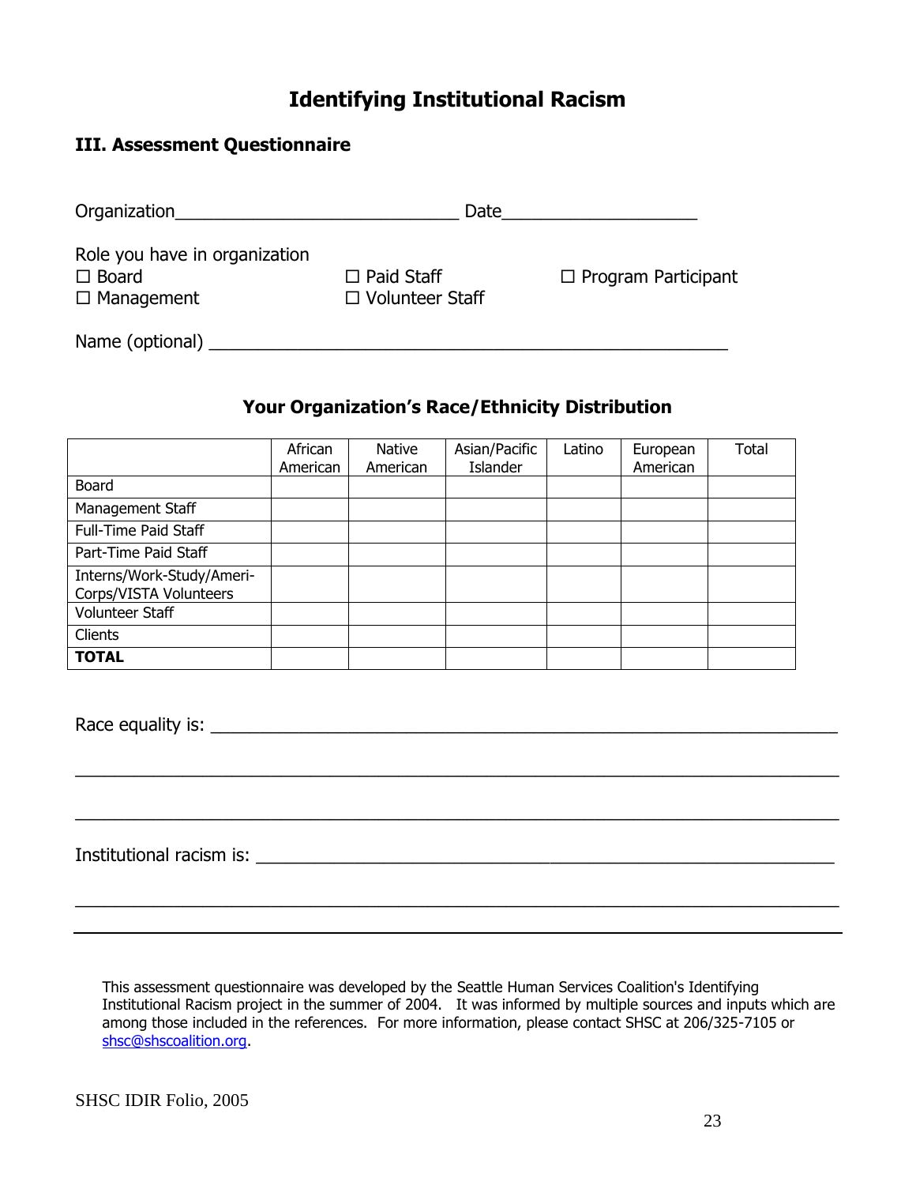# Identifying Institutional Racism

## III. Assessment Questionnaire

Organization_____________________________ Date____________________

Role you have in organization

☐ Board ☐ Paid Staff ☐ Program Participant

☐ Management ☐ Volunteer Staff

Name (optional) _____________________________________________________

### Your Organization's Race/Ethnicity Distribution

| | African American | Native American | Asian/Pacific Islander | Latino | European American | Total |
|---|---|---|---|---|---|---|
| Board | | | | | | |
| Management Staff | | | | | | |
| Full-Time Paid Staff | | | | | | |
| Part-Time Paid Staff | | | | | | |
| Interns/Work-Study/Ameri-Corps/VISTA Volunteers | | | | | | |
| Volunteer Staff | | | | | | |
| Clients | | | | | | |
| **TOTAL** | | | | | | |

Race equality is: ________________________________________________________________

__________________________________________________________________________

__________________________________________________________________________

Institutional racism is: ___________________________________________________________

__________________________________________________________________________

__________________________________________________________________________

This assessment questionnaire was developed by the Seattle Human Services Coalition's Identifying Institutional Racism project in the summer of 2004. It was informed by multiple sources and inputs which are among those included in the references. For more information, please contact SHSC at 206/325-7105 or shsc@shscoalition.org.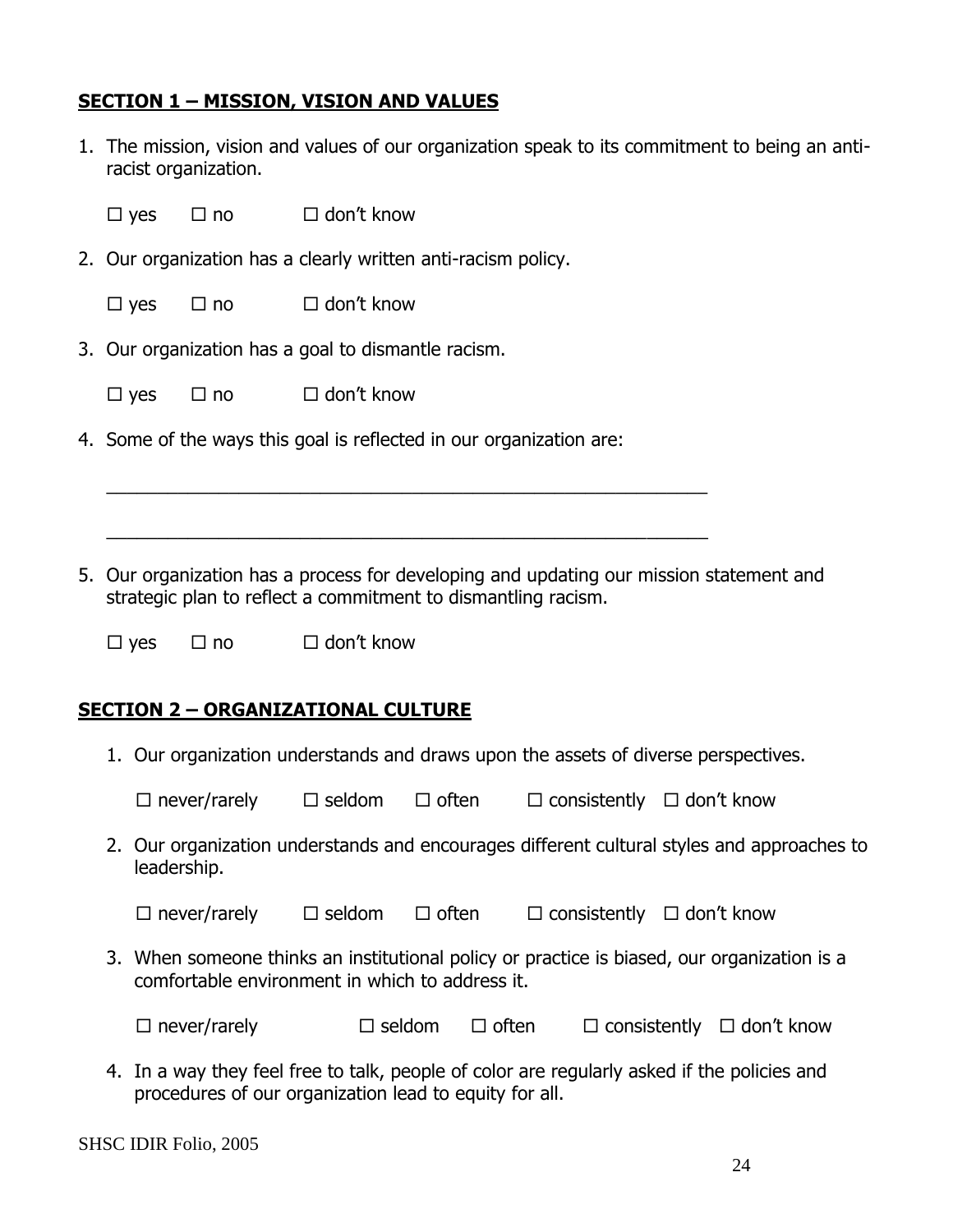## SECTION 1 – MISSION, VISION AND VALUES

1. The mission, vision and values of our organization speak to its commitment to being an anti-racist organization.

   ☐ yes ☐ no ☐ don't know

2. Our organization has a clearly written anti-racism policy.

   ☐ yes ☐ no ☐ don't know

3. Our organization has a goal to dismantle racism.

   ☐ yes ☐ no ☐ don't know

4. Some of the ways this goal is reflected in our organization are:

   ____________________________________________________________

   ____________________________________________________________

5. Our organization has a process for developing and updating our mission statement and strategic plan to reflect a commitment to dismantling racism.

   ☐ yes ☐ no ☐ don't know

## SECTION 2 – ORGANIZATIONAL CULTURE

1. Our organization understands and draws upon the assets of diverse perspectives.

   ☐ never/rarely ☐ seldom ☐ often ☐ consistently ☐ don't know

2. Our organization understands and encourages different cultural styles and approaches to leadership.

   ☐ never/rarely ☐ seldom ☐ often ☐ consistently ☐ don't know

3. When someone thinks an institutional policy or practice is biased, our organization is a comfortable environment in which to address it.

   ☐ never/rarely ☐ seldom ☐ often ☐ consistently ☐ don't know

4. In a way they feel free to talk, people of color are regularly asked if the policies and procedures of our organization lead to equity for all.

SHSC IDIR Folio, 2005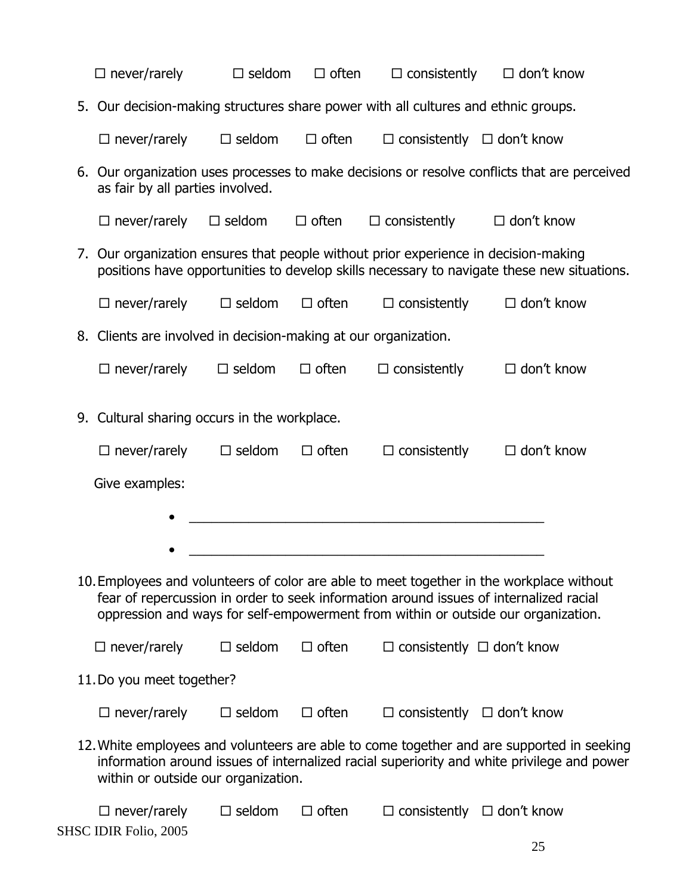☐ never/rarely ☐ seldom ☐ often ☐ consistently ☐ don't know

5. Our decision-making structures share power with all cultures and ethnic groups.

   ☐ never/rarely ☐ seldom ☐ often ☐ consistently ☐ don't know

6. Our organization uses processes to make decisions or resolve conflicts that are perceived as fair by all parties involved.

   ☐ never/rarely ☐ seldom ☐ often ☐ consistently ☐ don't know

7. Our organization ensures that people without prior experience in decision-making positions have opportunities to develop skills necessary to navigate these new situations.

   ☐ never/rarely ☐ seldom ☐ often ☐ consistently ☐ don't know

8. Clients are involved in decision-making at our organization.

   ☐ never/rarely ☐ seldom ☐ often ☐ consistently ☐ don't know

9. Cultural sharing occurs in the workplace.

   ☐ never/rarely ☐ seldom ☐ often ☐ consistently ☐ don't know

   Give examples:

   - ________________________________________________
   - ________________________________________________

10. Employees and volunteers of color are able to meet together in the workplace without fear of repercussion in order to seek information around issues of internalized racial oppression and ways for self-empowerment from within or outside our organization.

    ☐ never/rarely ☐ seldom ☐ often ☐ consistently ☐ don't know

11. Do you meet together?

    ☐ never/rarely ☐ seldom ☐ often ☐ consistently ☐ don't know

12. White employees and volunteers are able to come together and are supported in seeking information around issues of internalized racial superiority and white privilege and power within or outside our organization.

    ☐ never/rarely ☐ seldom ☐ often ☐ consistently ☐ don't know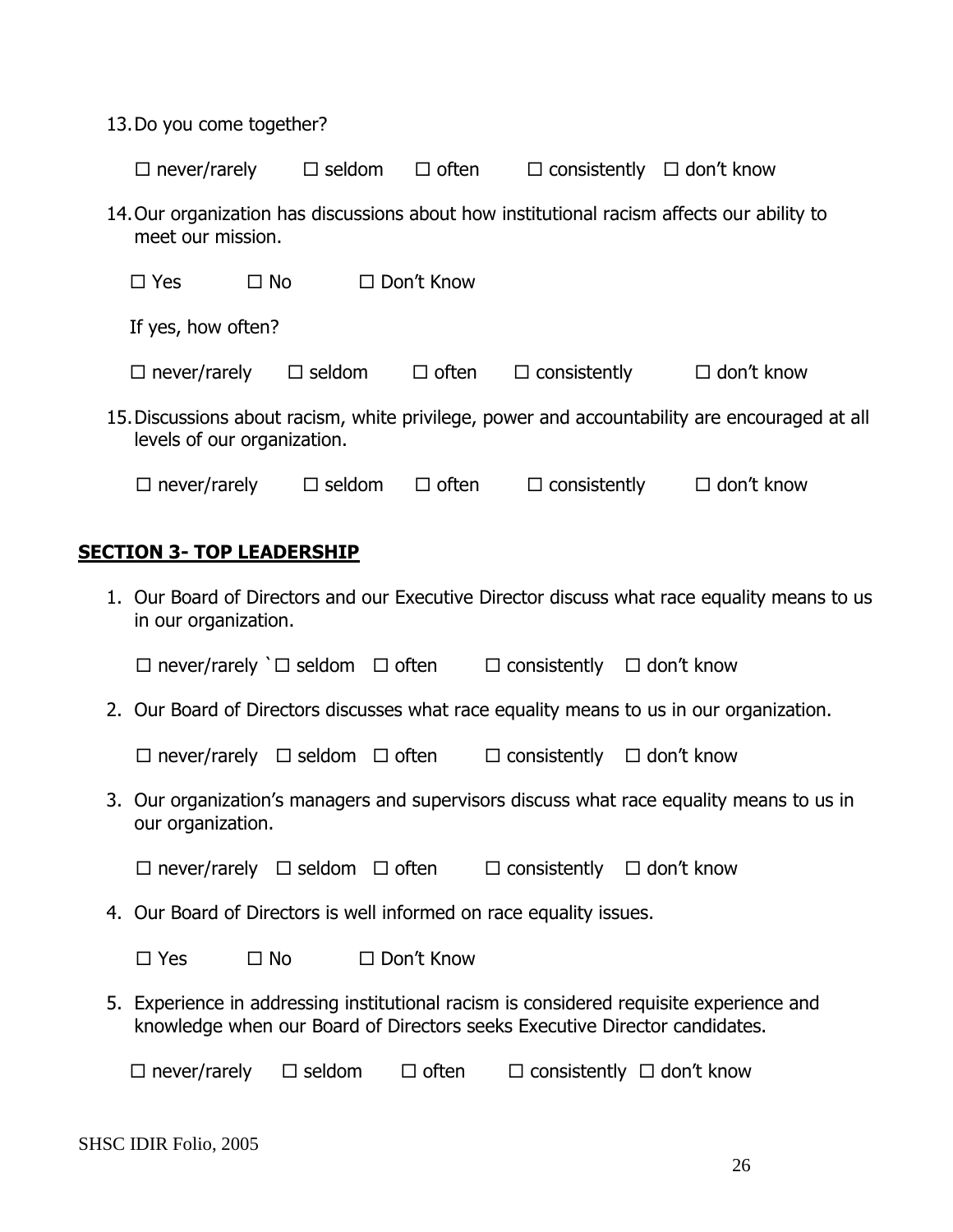13. Do you come together?

    ☐ never/rarely ☐ seldom ☐ often ☐ consistently ☐ don't know

14. Our organization has discussions about how institutional racism affects our ability to meet our mission.

    ☐ Yes ☐ No ☐ Don't Know

    If yes, how often?

    ☐ never/rarely ☐ seldom ☐ often ☐ consistently ☐ don't know

15. Discussions about racism, white privilege, power and accountability are encouraged at all levels of our organization.

    ☐ never/rarely ☐ seldom ☐ often ☐ consistently ☐ don't know

## SECTION 3- TOP LEADERSHIP

1. Our Board of Directors and our Executive Director discuss what race equality means to us in our organization.

   ☐ never/rarely `☐ seldom ☐ often ☐ consistently ☐ don't know

2. Our Board of Directors discusses what race equality means to us in our organization.

   ☐ never/rarely ☐ seldom ☐ often ☐ consistently ☐ don't know

3. Our organization's managers and supervisors discuss what race equality means to us in our organization.

   ☐ never/rarely ☐ seldom ☐ often ☐ consistently ☐ don't know

4. Our Board of Directors is well informed on race equality issues.

   ☐ Yes ☐ No ☐ Don't Know

5. Experience in addressing institutional racism is considered requisite experience and knowledge when our Board of Directors seeks Executive Director candidates.

   ☐ never/rarely ☐ seldom ☐ often ☐ consistently ☐ don't know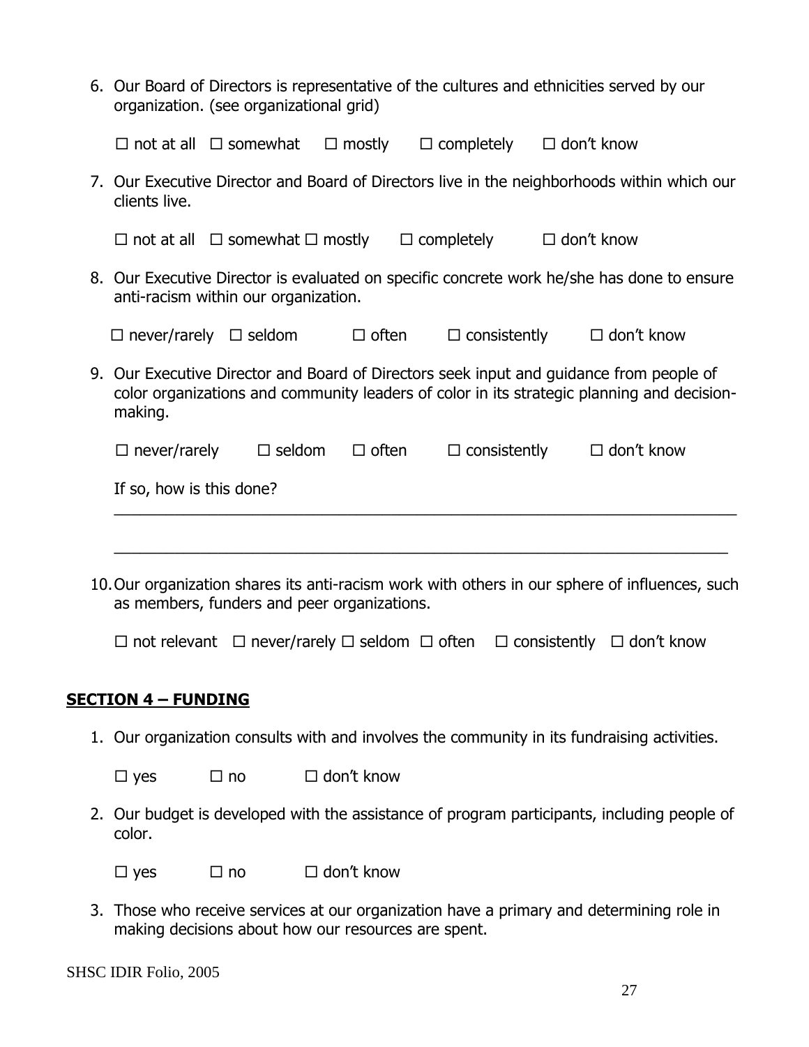6. Our Board of Directors is representative of the cultures and ethnicities served by our organization. (see organizational grid)

   ☐ not at all ☐ somewhat ☐ mostly ☐ completely ☐ don't know

7. Our Executive Director and Board of Directors live in the neighborhoods within which our clients live.

   ☐ not at all ☐ somewhat ☐ mostly ☐ completely ☐ don't know

8. Our Executive Director is evaluated on specific concrete work he/she has done to ensure anti-racism within our organization.

   ☐ never/rarely ☐ seldom ☐ often ☐ consistently ☐ don't know

9. Our Executive Director and Board of Directors seek input and guidance from people of color organizations and community leaders of color in its strategic planning and decision-making.

   ☐ never/rarely ☐ seldom ☐ often ☐ consistently ☐ don't know

   If so, how is this done? ______________________________________________________________

   ______________________________________________________________

10. Our organization shares its anti-racism work with others in our sphere of influences, such as members, funders and peer organizations.

    ☐ not relevant ☐ never/rarely ☐ seldom ☐ often ☐ consistently ☐ don't know

## SECTION 4 – FUNDING

1. Our organization consults with and involves the community in its fundraising activities.

   ☐ yes ☐ no ☐ don't know

2. Our budget is developed with the assistance of program participants, including people of color.

   ☐ yes ☐ no ☐ don't know

3. Those who receive services at our organization have a primary and determining role in making decisions about how our resources are spent.

SHSC IDIR Folio, 2005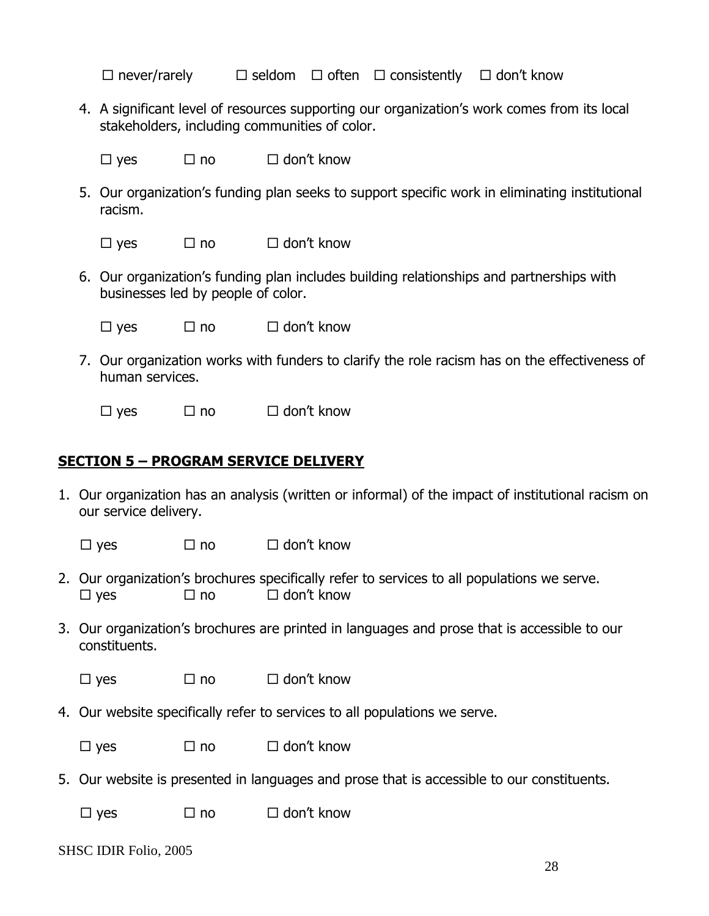☐ never/rarely ☐ seldom ☐ often ☐ consistently ☐ don't know

4. A significant level of resources supporting our organization's work comes from its local stakeholders, including communities of color.

   ☐ yes ☐ no ☐ don't know

5. Our organization's funding plan seeks to support specific work in eliminating institutional racism.

   ☐ yes ☐ no ☐ don't know

6. Our organization's funding plan includes building relationships and partnerships with businesses led by people of color.

   ☐ yes ☐ no ☐ don't know

7. Our organization works with funders to clarify the role racism has on the effectiveness of human services.

   ☐ yes ☐ no ☐ don't know

## SECTION 5 – PROGRAM SERVICE DELIVERY

1. Our organization has an analysis (written or informal) of the impact of institutional racism on our service delivery.

   ☐ yes ☐ no ☐ don't know

2. Our organization's brochures specifically refer to services to all populations we serve.
   ☐ yes ☐ no ☐ don't know

3. Our organization's brochures are printed in languages and prose that is accessible to our constituents.

   ☐ yes ☐ no ☐ don't know

4. Our website specifically refer to services to all populations we serve.

   ☐ yes ☐ no ☐ don't know

5. Our website is presented in languages and prose that is accessible to our constituents.

   ☐ yes ☐ no ☐ don't know

SHSC IDIR Folio, 2005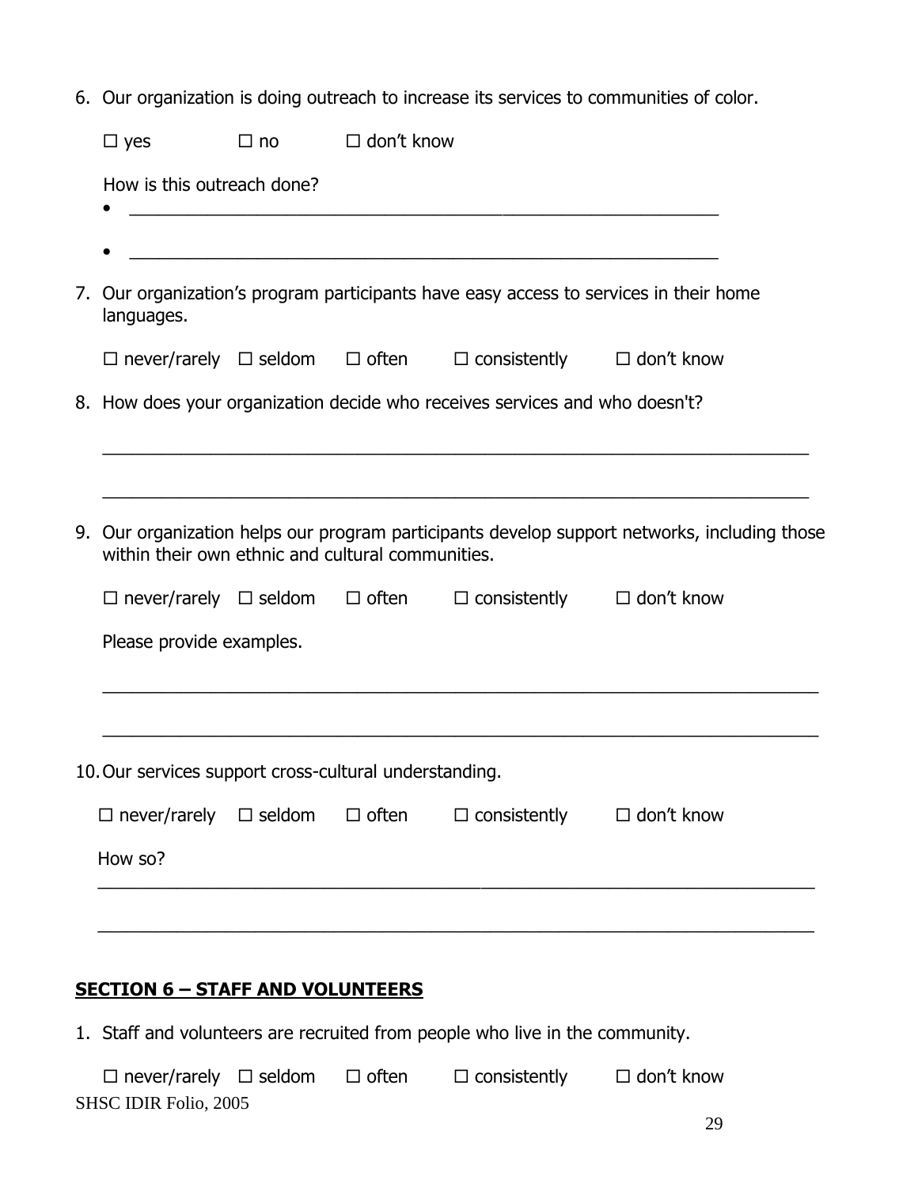6. Our organization is doing outreach to increase its services to communities of color.

   ☐ yes ☐ no ☐ don't know

   How is this outreach done?

   - ____________________________________________________________

   - ____________________________________________________________

7. Our organization's program participants have easy access to services in their home languages.

   ☐ never/rarely ☐ seldom ☐ often ☐ consistently ☐ don't know

8. How does your organization decide who receives services and who doesn't?

   ______________________________________________________________________

   ______________________________________________________________________

9. Our organization helps our program participants develop support networks, including those within their own ethnic and cultural communities.

   ☐ never/rarely ☐ seldom ☐ often ☐ consistently ☐ don't know

   Please provide examples.

   ______________________________________________________________________

   ______________________________________________________________________

10. Our services support cross-cultural understanding.

    ☐ never/rarely ☐ seldom ☐ often ☐ consistently ☐ don't know

    How so?

    ______________________________________________________________________

    ______________________________________________________________________

## SECTION 6 – STAFF AND VOLUNTEERS

1. Staff and volunteers are recruited from people who live in the community.

   ☐ never/rarely ☐ seldom ☐ often ☐ consistently ☐ don't know

SHSC IDIR Folio, 2005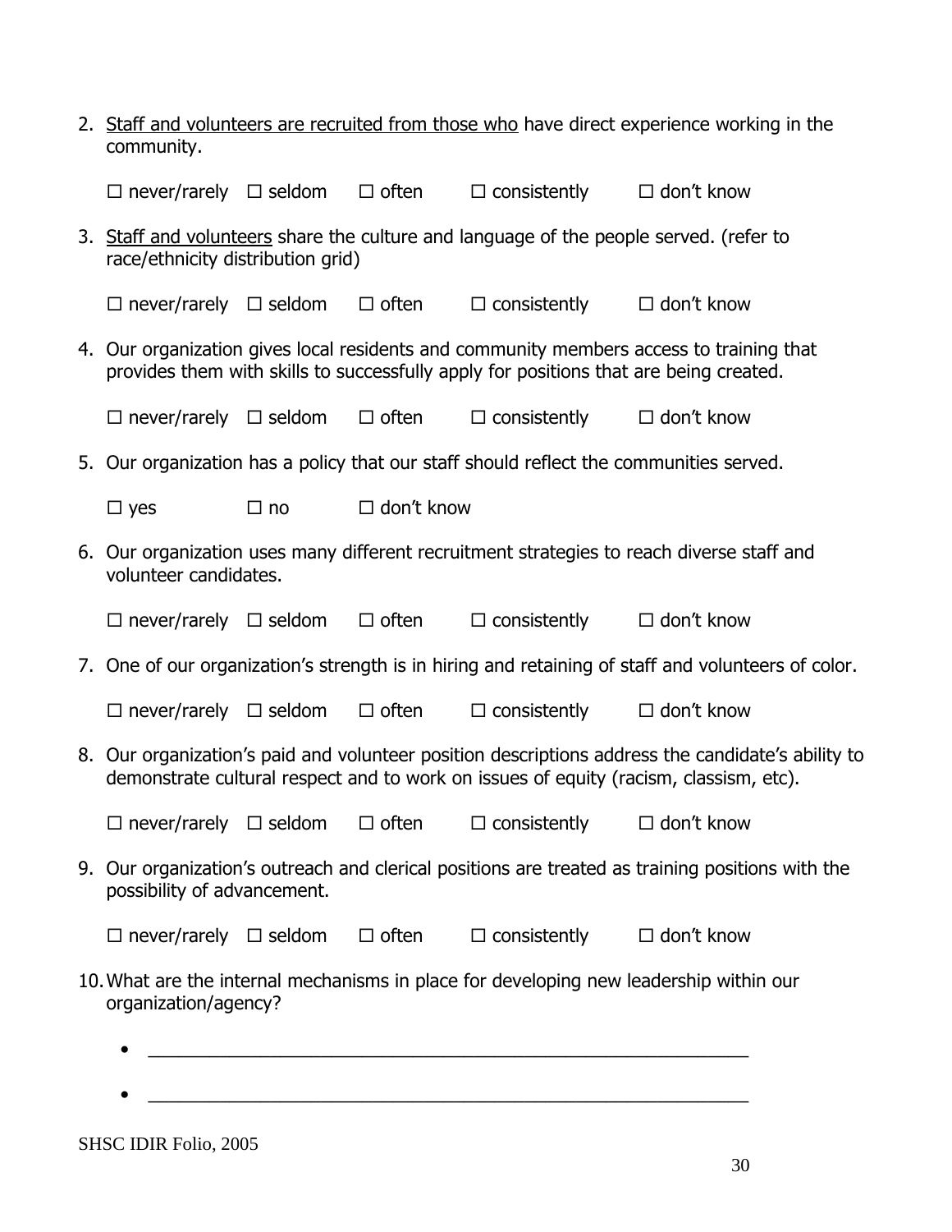2. <u>Staff and volunteers are recruited from those who</u> have direct experience working in the community.

   ☐ never/rarely ☐ seldom ☐ often ☐ consistently ☐ don't know

3. <u>Staff and volunteers</u> share the culture and language of the people served. (refer to race/ethnicity distribution grid)

   ☐ never/rarely ☐ seldom ☐ often ☐ consistently ☐ don't know

4. Our organization gives local residents and community members access to training that provides them with skills to successfully apply for positions that are being created.

   ☐ never/rarely ☐ seldom ☐ often ☐ consistently ☐ don't know

5. Our organization has a policy that our staff should reflect the communities served.

   ☐ yes ☐ no ☐ don't know

6. Our organization uses many different recruitment strategies to reach diverse staff and volunteer candidates.

   ☐ never/rarely ☐ seldom ☐ often ☐ consistently ☐ don't know

7. One of our organization's strength is in hiring and retaining of staff and volunteers of color.

   ☐ never/rarely ☐ seldom ☐ often ☐ consistently ☐ don't know

8. Our organization's paid and volunteer position descriptions address the candidate's ability to demonstrate cultural respect and to work on issues of equity (racism, classism, etc).

   ☐ never/rarely ☐ seldom ☐ often ☐ consistently ☐ don't know

9. Our organization's outreach and clerical positions are treated as training positions with the possibility of advancement.

   ☐ never/rarely ☐ seldom ☐ often ☐ consistently ☐ don't know

10. What are the internal mechanisms in place for developing new leadership within our organization/agency?

    - ____________________________________________________________
    - ____________________________________________________________

SHSC IDIR Folio, 2005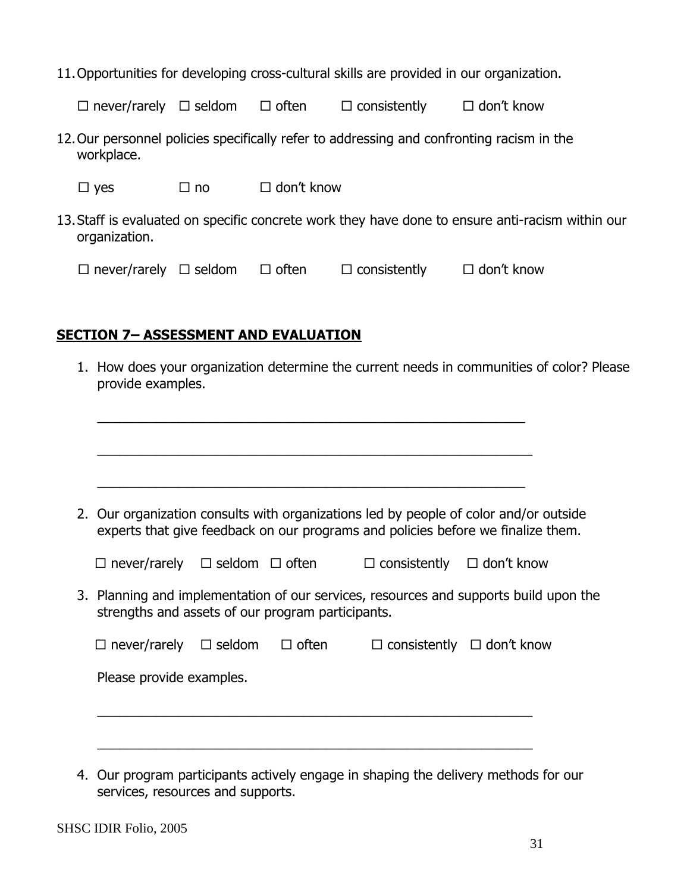11. Opportunities for developing cross-cultural skills are provided in our organization.

    ☐ never/rarely ☐ seldom ☐ often ☐ consistently ☐ don't know

12. Our personnel policies specifically refer to addressing and confronting racism in the workplace.

    ☐ yes ☐ no ☐ don't know

13. Staff is evaluated on specific concrete work they have done to ensure anti-racism within our organization.

    ☐ never/rarely ☐ seldom ☐ often ☐ consistently ☐ don't know

## SECTION 7– ASSESSMENT AND EVALUATION

1. How does your organization determine the current needs in communities of color? Please provide examples.

   ____________________________________________________________

   ____________________________________________________________

   ____________________________________________________________

2. Our organization consults with organizations led by people of color and/or outside experts that give feedback on our programs and policies before we finalize them.

   ☐ never/rarely ☐ seldom ☐ often ☐ consistently ☐ don't know

3. Planning and implementation of our services, resources and supports build upon the strengths and assets of our program participants.

   ☐ never/rarely ☐ seldom ☐ often ☐ consistently ☐ don't know

   Please provide examples.

   ____________________________________________________________

   ____________________________________________________________

4. Our program participants actively engage in shaping the delivery methods for our services, resources and supports.

SHSC IDIR Folio, 2005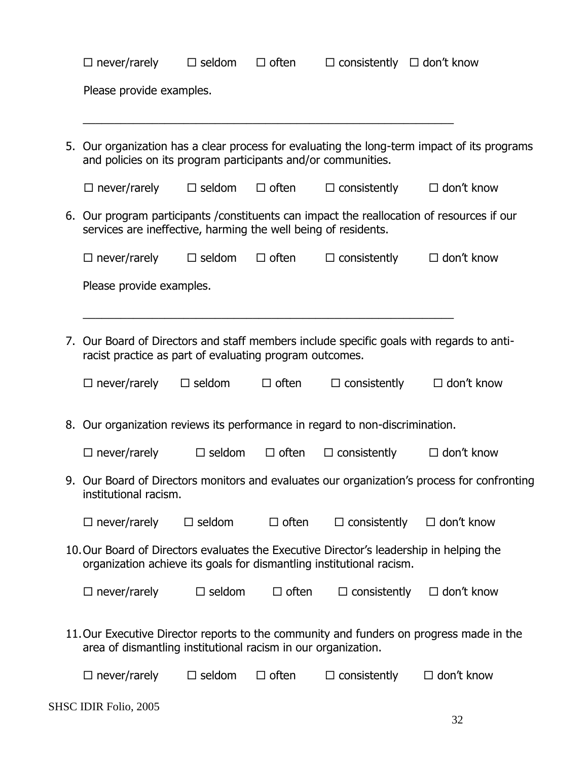☐ never/rarely ☐ seldom ☐ often ☐ consistently ☐ don't know

Please provide examples.

\_\_\_\_\_\_\_\_\_\_\_\_\_\_\_\_\_\_\_\_\_\_\_\_\_\_\_\_\_\_\_\_\_\_\_\_\_\_\_\_\_\_\_\_\_\_\_\_\_\_\_\_\_\_\_\_

5. Our organization has a clear process for evaluating the long-term impact of its programs and policies on its program participants and/or communities.

   ☐ never/rarely ☐ seldom ☐ often ☐ consistently ☐ don't know

6. Our program participants /constituents can impact the reallocation of resources if our services are ineffective, harming the well being of residents.

   ☐ never/rarely ☐ seldom ☐ often ☐ consistently ☐ don't know

   Please provide examples.

   \_\_\_\_\_\_\_\_\_\_\_\_\_\_\_\_\_\_\_\_\_\_\_\_\_\_\_\_\_\_\_\_\_\_\_\_\_\_\_\_\_\_\_\_\_\_\_\_\_\_\_\_\_\_\_\_

7. Our Board of Directors and staff members include specific goals with regards to anti-racist practice as part of evaluating program outcomes.

   ☐ never/rarely ☐ seldom ☐ often ☐ consistently ☐ don't know

8. Our organization reviews its performance in regard to non-discrimination.

   ☐ never/rarely ☐ seldom ☐ often ☐ consistently ☐ don't know

9. Our Board of Directors monitors and evaluates our organization's process for confronting institutional racism.

   ☐ never/rarely ☐ seldom ☐ often ☐ consistently ☐ don't know

10. Our Board of Directors evaluates the Executive Director's leadership in helping the organization achieve its goals for dismantling institutional racism.

    ☐ never/rarely ☐ seldom ☐ often ☐ consistently ☐ don't know

11. Our Executive Director reports to the community and funders on progress made in the area of dismantling institutional racism in our organization.

    ☐ never/rarely ☐ seldom ☐ often ☐ consistently ☐ don't know

SHSC IDIR Folio, 2005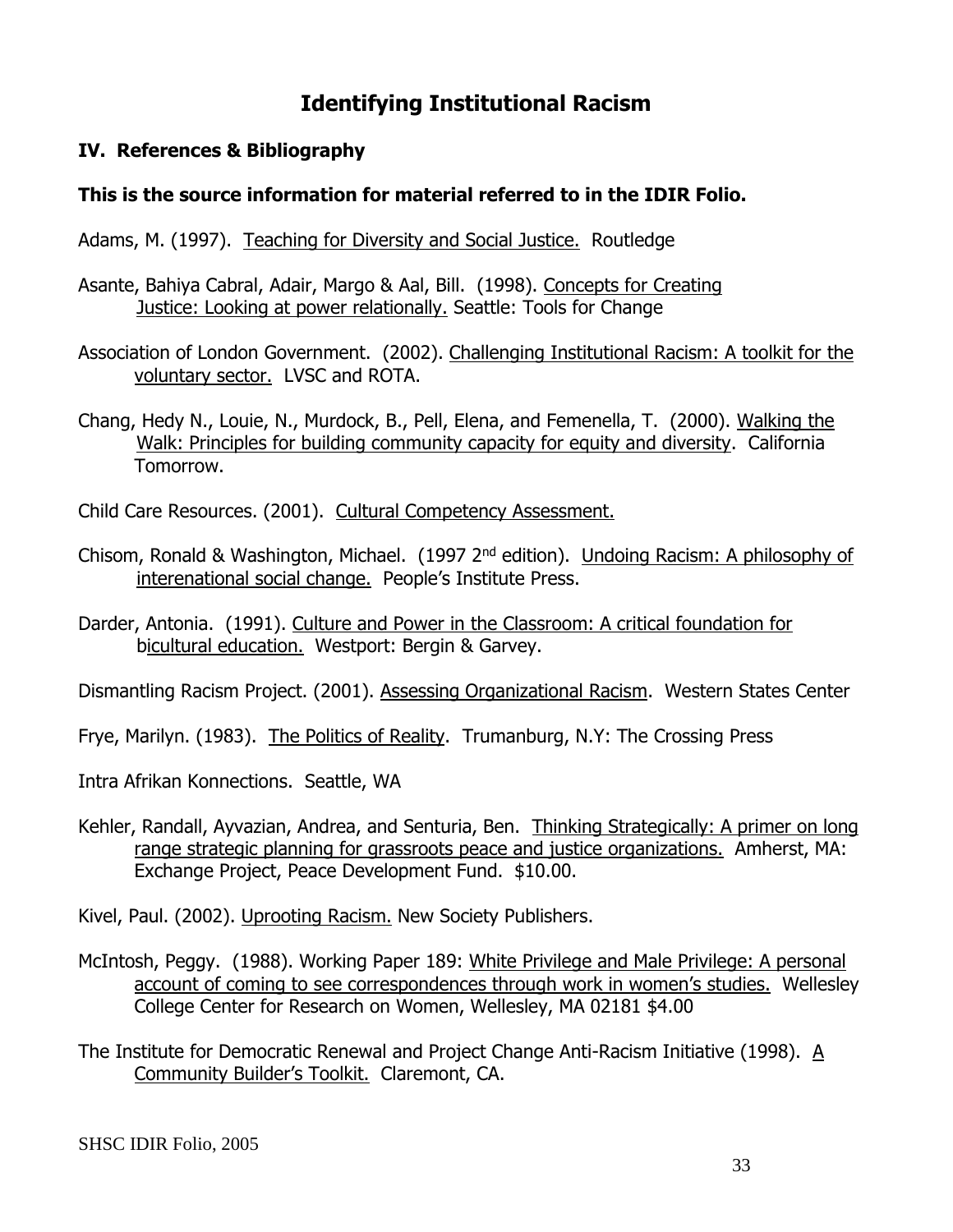# Identifying Institutional Racism

## IV. References & Bibliography

**This is the source information for material referred to in the IDIR Folio.**

Adams, M. (1997). Teaching for Diversity and Social Justice. Routledge

Asante, Bahiya Cabral, Adair, Margo & Aal, Bill. (1998). Concepts for Creating Justice: Looking at power relationally. Seattle: Tools for Change

Association of London Government. (2002). Challenging Institutional Racism: A toolkit for the voluntary sector. LVSC and ROTA.

Chang, Hedy N., Louie, N., Murdock, B., Pell, Elena, and Femenella, T. (2000). Walking the Walk: Principles for building community capacity for equity and diversity. California Tomorrow.

Child Care Resources. (2001). Cultural Competency Assessment.

Chisom, Ronald & Washington, Michael. (1997 2nd edition). Undoing Racism: A philosophy of interenational social change. People's Institute Press.

Darder, Antonia. (1991). Culture and Power in the Classroom: A critical foundation for bicultural education. Westport: Bergin & Garvey.

Dismantling Racism Project. (2001). Assessing Organizational Racism. Western States Center

Frye, Marilyn. (1983). The Politics of Reality. Trumanburg, N.Y: The Crossing Press

Intra Afrikan Konnections. Seattle, WA

Kehler, Randall, Ayvazian, Andrea, and Senturia, Ben. Thinking Strategically: A primer on long range strategic planning for grassroots peace and justice organizations. Amherst, MA: Exchange Project, Peace Development Fund. $10.00.

Kivel, Paul. (2002). Uprooting Racism. New Society Publishers.

McIntosh, Peggy. (1988). Working Paper 189: White Privilege and Male Privilege: A personal account of coming to see correspondences through work in women's studies. Wellesley College Center for Research on Women, Wellesley, MA 02181 $4.00

The Institute for Democratic Renewal and Project Change Anti-Racism Initiative (1998). A Community Builder's Toolkit. Claremont, CA.

SHSC IDIR Folio, 2005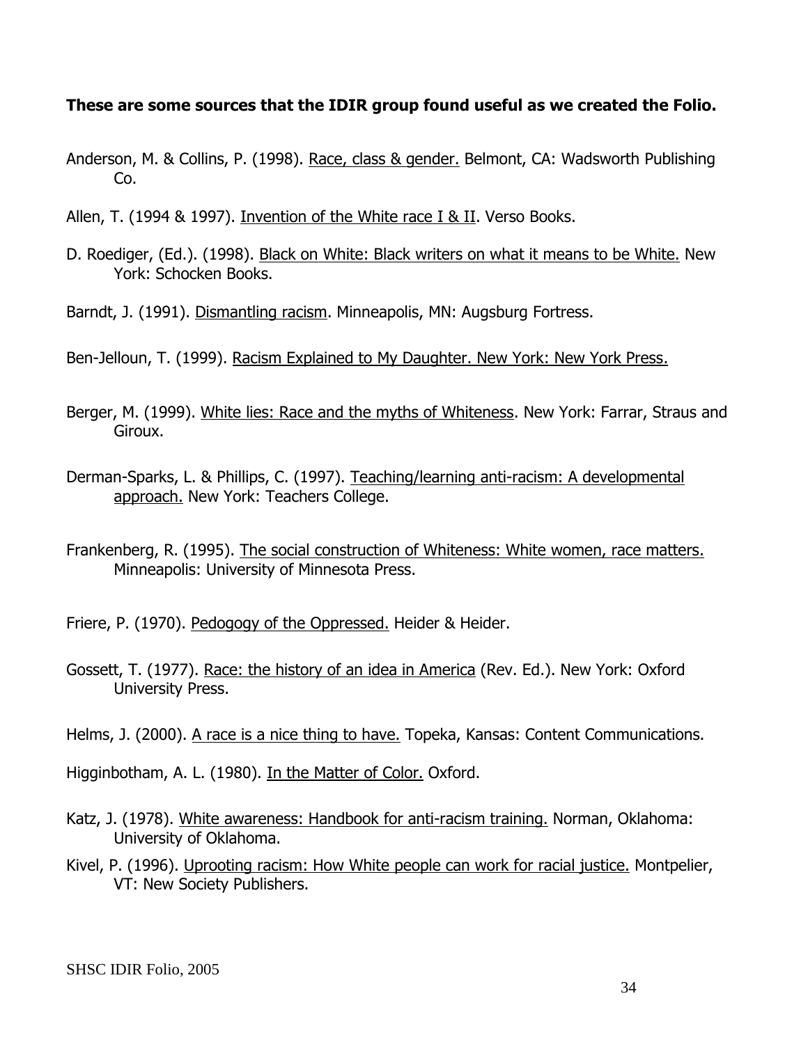**These are some sources that the IDIR group found useful as we created the Folio.**

Anderson, M. & Collins, P. (1998). Race, class & gender. Belmont, CA: Wadsworth Publishing Co.

Allen, T. (1994 & 1997). Invention of the White race I & II. Verso Books.

D. Roediger, (Ed.). (1998). Black on White: Black writers on what it means to be White. New York: Schocken Books.

Barndt, J. (1991). Dismantling racism. Minneapolis, MN: Augsburg Fortress.

Ben-Jelloun, T. (1999). Racism Explained to My Daughter. New York: New York Press.

Berger, M. (1999). White lies: Race and the myths of Whiteness. New York: Farrar, Straus and Giroux.

Derman-Sparks, L. & Phillips, C. (1997). Teaching/learning anti-racism: A developmental approach. New York: Teachers College.

Frankenberg, R. (1995). The social construction of Whiteness: White women, race matters. Minneapolis: University of Minnesota Press.

Friere, P. (1970). Pedogogy of the Oppressed. Heider & Heider.

Gossett, T. (1977). Race: the history of an idea in America (Rev. Ed.). New York: Oxford University Press.

Helms, J. (2000). A race is a nice thing to have. Topeka, Kansas: Content Communications.

Higginbotham, A. L. (1980). In the Matter of Color. Oxford.

Katz, J. (1978). White awareness: Handbook for anti-racism training. Norman, Oklahoma: University of Oklahoma.

Kivel, P. (1996). Uprooting racism: How White people can work for racial justice. Montpelier, VT: New Society Publishers.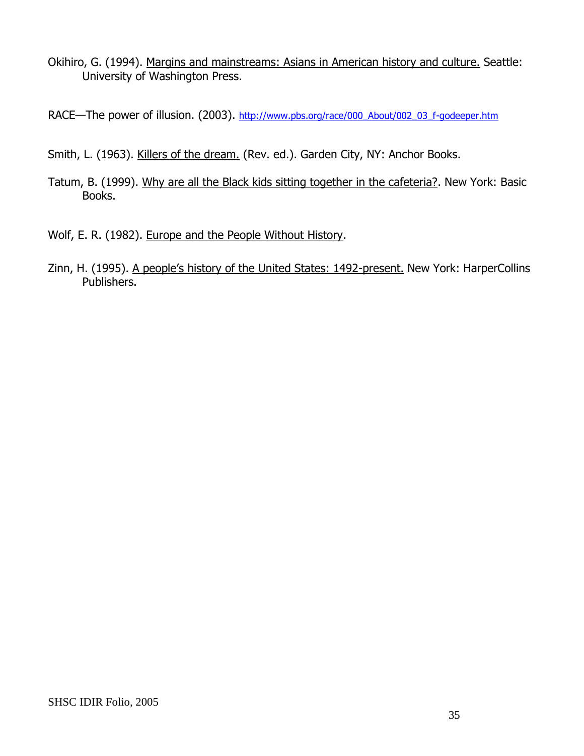Okihiro, G. (1994). Margins and mainstreams: Asians in American history and culture. Seattle: University of Washington Press.

RACE—The power of illusion. (2003). http://www.pbs.org/race/000_About/002_03_f-godeeper.htm

Smith, L. (1963). Killers of the dream. (Rev. ed.). Garden City, NY: Anchor Books.

Tatum, B. (1999). Why are all the Black kids sitting together in the cafeteria?. New York: Basic Books.

Wolf, E. R. (1982). Europe and the People Without History.

Zinn, H. (1995). A people's history of the United States: 1492-present. New York: HarperCollins Publishers.

SHSC IDIR Folio, 2005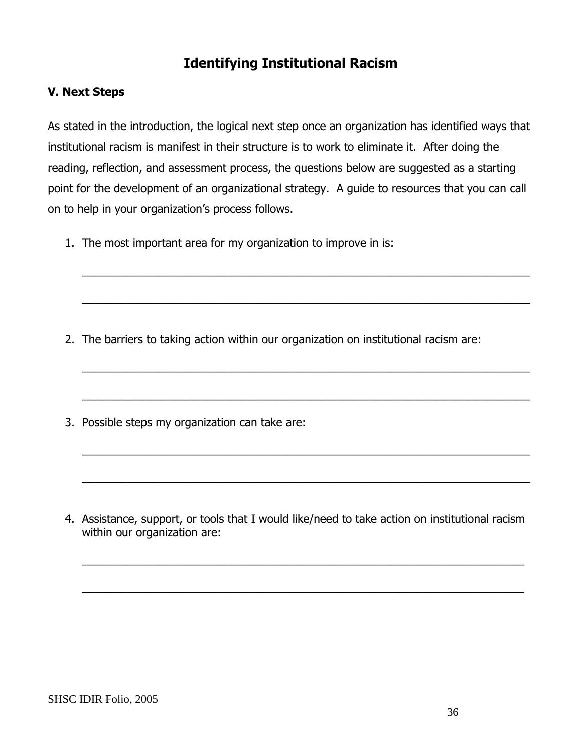## Identifying Institutional Racism

### V. Next Steps

As stated in the introduction, the logical next step once an organization has identified ways that institutional racism is manifest in their structure is to work to eliminate it. After doing the reading, reflection, and assessment process, the questions below are suggested as a starting point for the development of an organizational strategy. A guide to resources that you can call on to help in your organization's process follows.

1. The most important area for my organization to improve in is:

   ______________________________________________________________________

   ______________________________________________________________________

2. The barriers to taking action within our organization on institutional racism are:

   ______________________________________________________________________

   ______________________________________________________________________

3. Possible steps my organization can take are:

   ______________________________________________________________________

   ______________________________________________________________________

4. Assistance, support, or tools that I would like/need to take action on institutional racism within our organization are:

   ______________________________________________________________________

   ______________________________________________________________________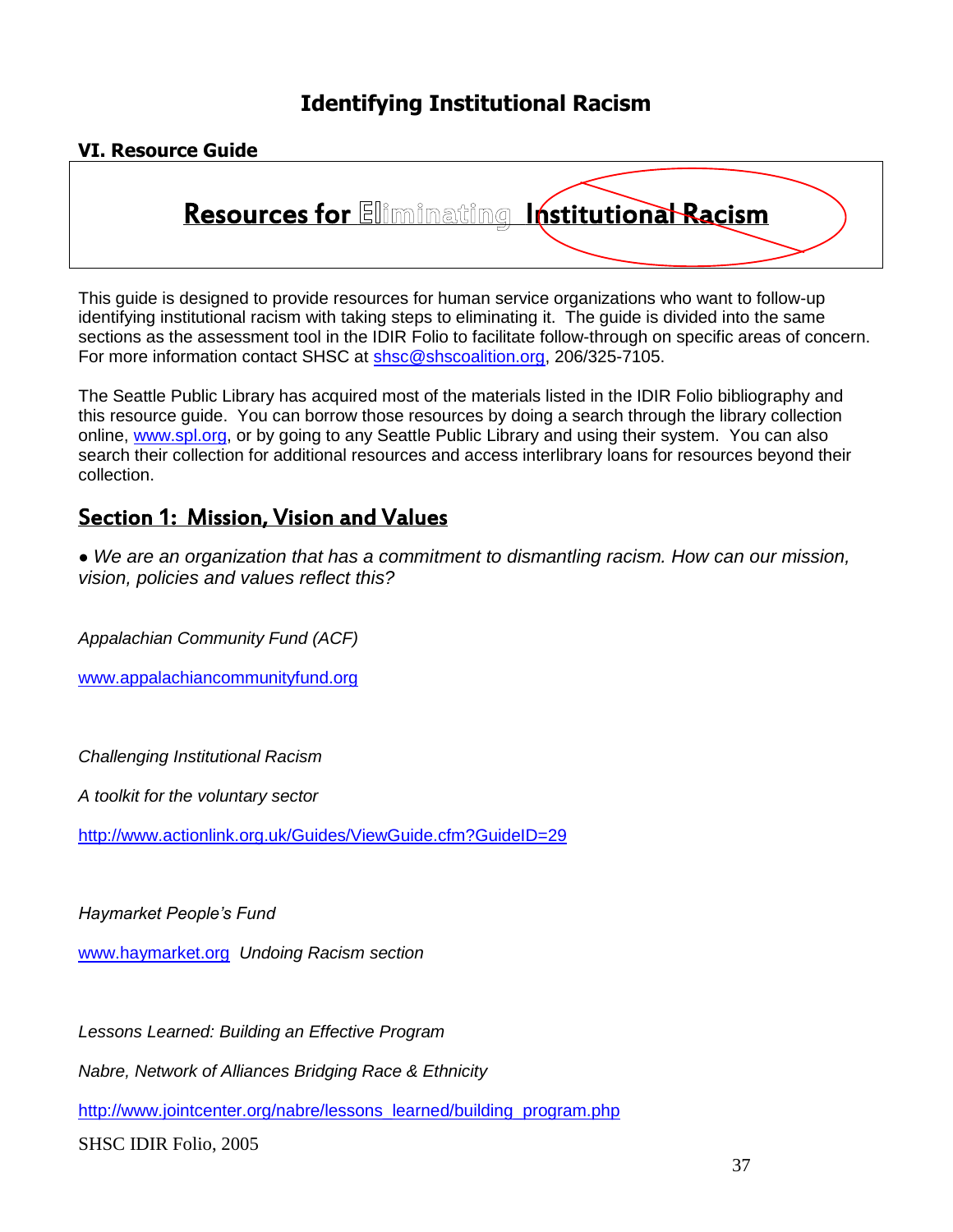# Identifying Institutional Racism

## VI. Resource Guide

## Resources for Eliminating Institutional Racism

This guide is designed to provide resources for human service organizations who want to follow-up identifying institutional racism with taking steps to eliminating it. The guide is divided into the same sections as the assessment tool in the IDIR Folio to facilitate follow-through on specific areas of concern. For more information contact SHSC at shsc@shscoalition.org, 206/325-7105.

The Seattle Public Library has acquired most of the materials listed in the IDIR Folio bibliography and this resource guide. You can borrow those resources by doing a search through the library collection online, www.spl.org, or by going to any Seattle Public Library and using their system. You can also search their collection for additional resources and access interlibrary loans for resources beyond their collection.

## Section 1: Mission, Vision and Values

• *We are an organization that has a commitment to dismantling racism. How can our mission, vision, policies and values reflect this?*

*Appalachian Community Fund (ACF)*

www.appalachiancommunityfund.org

*Challenging Institutional Racism*

*A toolkit for the voluntary sector*

http://www.actionlink.org.uk/Guides/ViewGuide.cfm?GuideID=29

*Haymarket People's Fund*

www.haymarket.org *Undoing Racism section*

*Lessons Learned: Building an Effective Program*

*Nabre, Network of Alliances Bridging Race & Ethnicity*

http://www.jointcenter.org/nabre/lessons_learned/building_program.php

SHSC IDIR Folio, 2005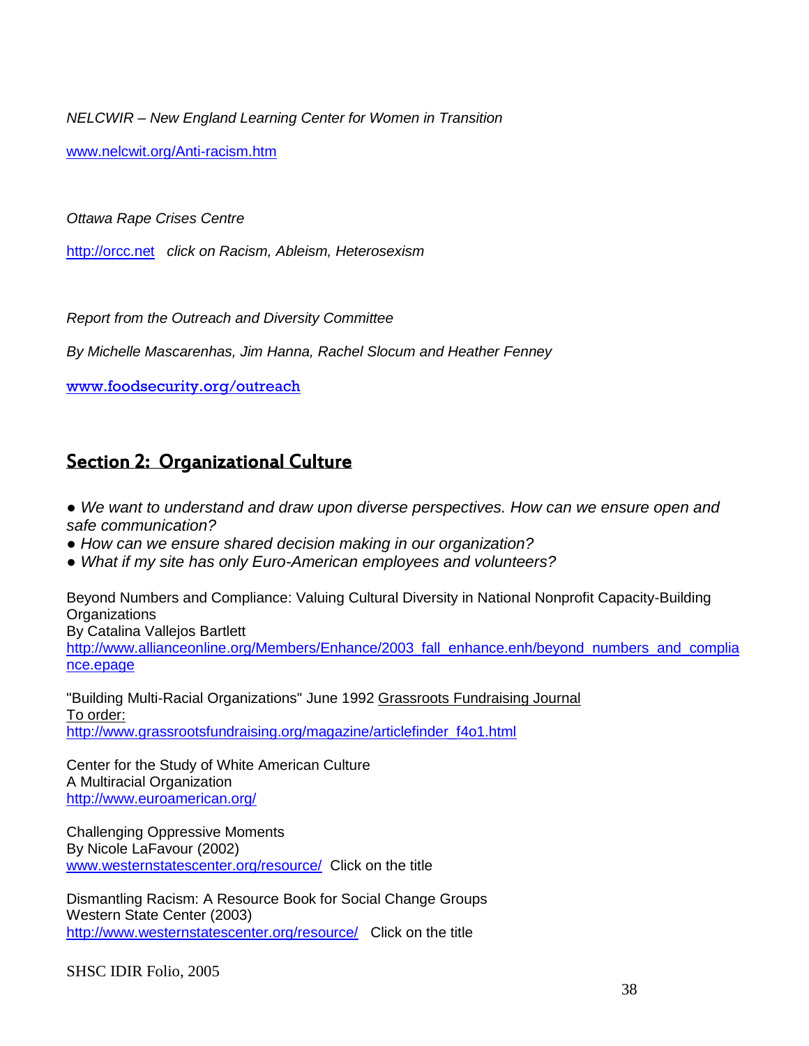*NELCWIR – New England Learning Center for Women in Transition*

www.nelcwit.org/Anti-racism.htm

*Ottawa Rape Crises Centre*

http://orcc.net *click on Racism, Ableism, Heterosexism*

*Report from the Outreach and Diversity Committee*

*By Michelle Mascarenhas, Jim Hanna, Rachel Slocum and Heather Fenney*

www.foodsecurity.org/outreach

## Section 2: Organizational Culture

- *We want to understand and draw upon diverse perspectives. How can we ensure open and safe communication?*
- *How can we ensure shared decision making in our organization?*
- *What if my site has only Euro-American employees and volunteers?*

Beyond Numbers and Compliance: Valuing Cultural Diversity in National Nonprofit Capacity-Building Organizations
By Catalina Vallejos Bartlett
http://www.allianceonline.org/Members/Enhance/2003_fall_enhance.enh/beyond_numbers_and_compliance.epage

"Building Multi-Racial Organizations" June 1992 Grassroots Fundraising Journal
To order:
http://www.grassrootsfundraising.org/magazine/articlefinder_f4o1.html

Center for the Study of White American Culture
A Multiracial Organization
http://www.euroamerican.org/

Challenging Oppressive Moments
By Nicole LaFavour (2002)
www.westernstatescenter.org/resource/ Click on the title

Dismantling Racism: A Resource Book for Social Change Groups
Western State Center (2003)
http://www.westernstatescenter.org/resource/ Click on the title

SHSC IDIR Folio, 2005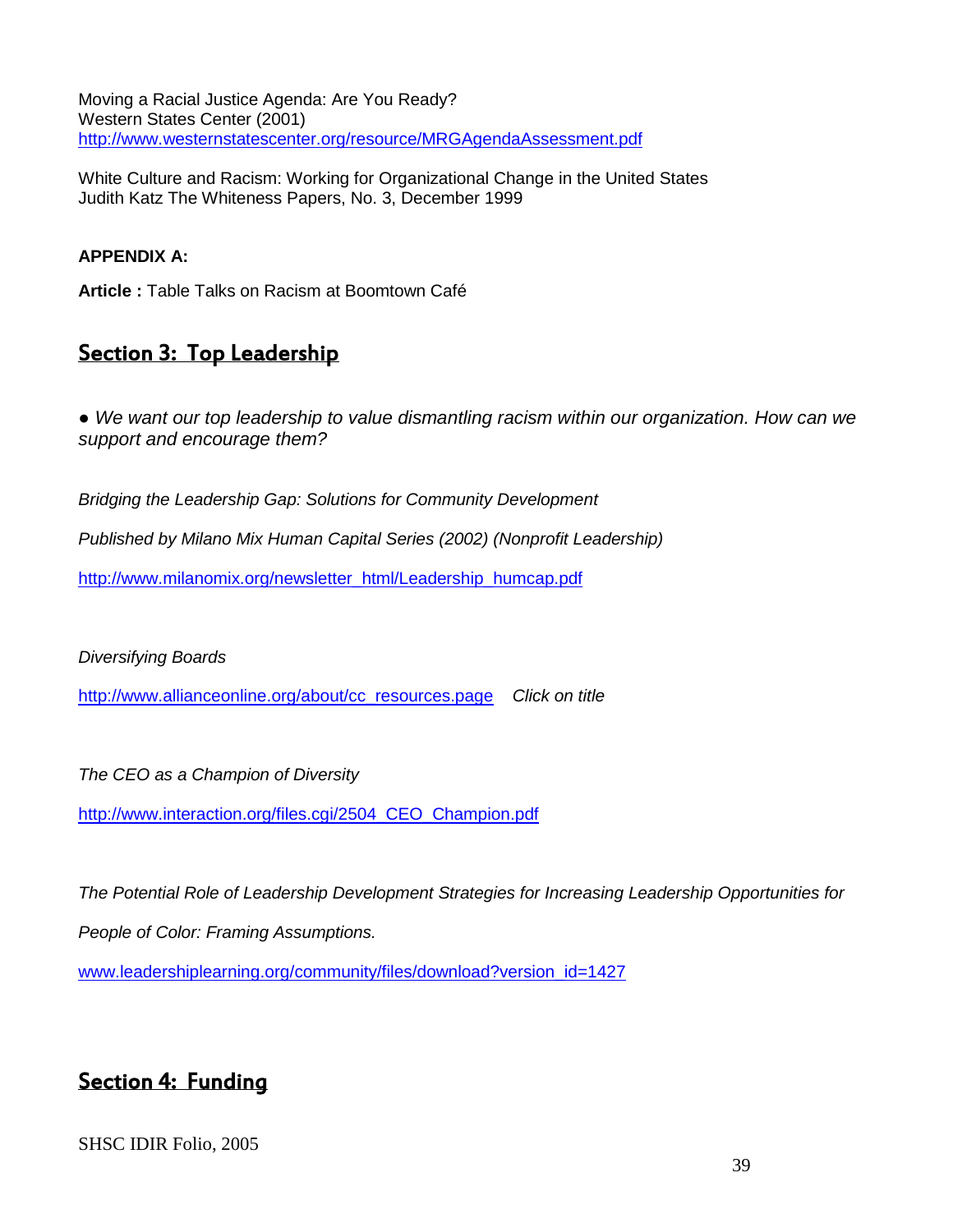Moving a Racial Justice Agenda: Are You Ready?
Western States Center (2001)
http://www.westernstatescenter.org/resource/MRGAgendaAssessment.pdf

White Culture and Racism: Working for Organizational Change in the United States
Judith Katz The Whiteness Papers, No. 3, December 1999

**APPENDIX A:**

**Article :** Table Talks on Racism at Boomtown Café

## Section 3: Top Leadership

- *We want our top leadership to value dismantling racism within our organization. How can we support and encourage them?*

*Bridging the Leadership Gap: Solutions for Community Development*

*Published by Milano Mix Human Capital Series (2002) (Nonprofit Leadership)*

http://www.milanomix.org/newsletter_html/Leadership_humcap.pdf

*Diversifying Boards*

http://www.allianceonline.org/about/cc_resources.page *Click on title*

*The CEO as a Champion of Diversity*

http://www.interaction.org/files.cgi/2504_CEO_Champion.pdf

*The Potential Role of Leadership Development Strategies for Increasing Leadership Opportunities for People of Color: Framing Assumptions.*

www.leadershiplearning.org/community/files/download?version_id=1427

## Section 4: Funding

SHSC IDIR Folio, 2005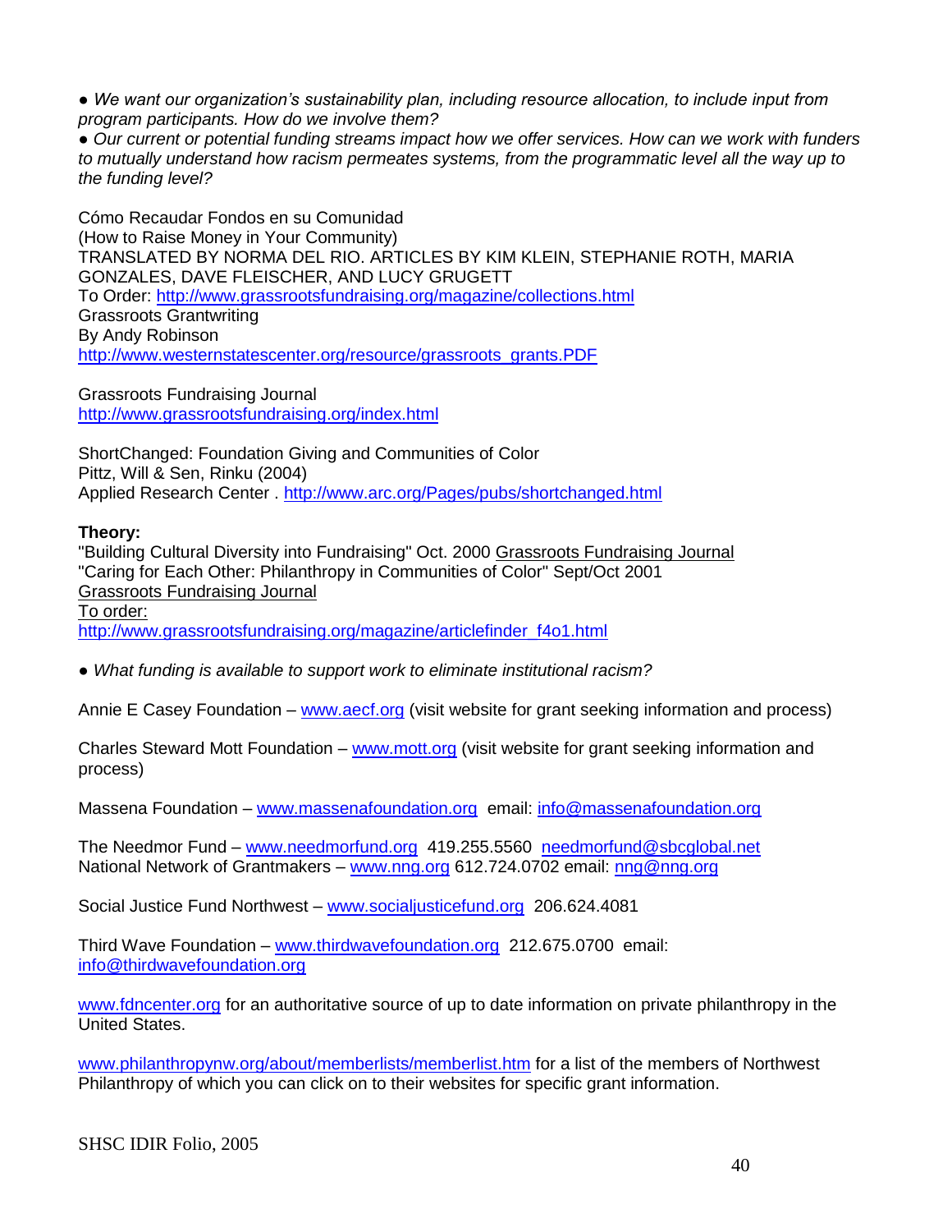● *We want our organization's sustainability plan, including resource allocation, to include input from program participants. How do we involve them?*
● *Our current or potential funding streams impact how we offer services. How can we work with funders to mutually understand how racism permeates systems, from the programmatic level all the way up to the funding level?*

Cómo Recaudar Fondos en su Comunidad
(How to Raise Money in Your Community)
TRANSLATED BY NORMA DEL RIO. ARTICLES BY KIM KLEIN, STEPHANIE ROTH, MARIA GONZALES, DAVE FLEISCHER, AND LUCY GRUGETT
To Order: http://www.grassrootsfundraising.org/magazine/collections.html
Grassroots Grantwriting
By Andy Robinson
http://www.westernstatescenter.org/resource/grassroots_grants.PDF

Grassroots Fundraising Journal
http://www.grassrootsfundraising.org/index.html

ShortChanged: Foundation Giving and Communities of Color
Pittz, Will & Sen, Rinku (2004)
Applied Research Center . http://www.arc.org/Pages/pubs/shortchanged.html

**Theory:**
"Building Cultural Diversity into Fundraising" Oct. 2000 Grassroots Fundraising Journal
"Caring for Each Other: Philanthropy in Communities of Color" Sept/Oct 2001 Grassroots Fundraising Journal
To order:
http://www.grassrootsfundraising.org/magazine/articlefinder_f4o1.html

● *What funding is available to support work to eliminate institutional racism?*

Annie E Casey Foundation – www.aecf.org (visit website for grant seeking information and process)

Charles Steward Mott Foundation – www.mott.org (visit website for grant seeking information and process)

Massena Foundation – www.massenafoundation.org email: info@massenafoundation.org

The Needmor Fund – www.needmorfund.org 419.255.5560 needmorfund@sbcglobal.net
National Network of Grantmakers – www.nng.org 612.724.0702 email: nng@nng.org

Social Justice Fund Northwest – www.socialjusticefund.org 206.624.4081

Third Wave Foundation – www.thirdwavefoundation.org 212.675.0700 email: info@thirdwavefoundation.org

www.fdncenter.org for an authoritative source of up to date information on private philanthropy in the United States.

www.philanthropynw.org/about/memberlists/memberlist.htm for a list of the members of Northwest Philanthropy of which you can click on to their websites for specific grant information.

SHSC IDIR Folio, 2005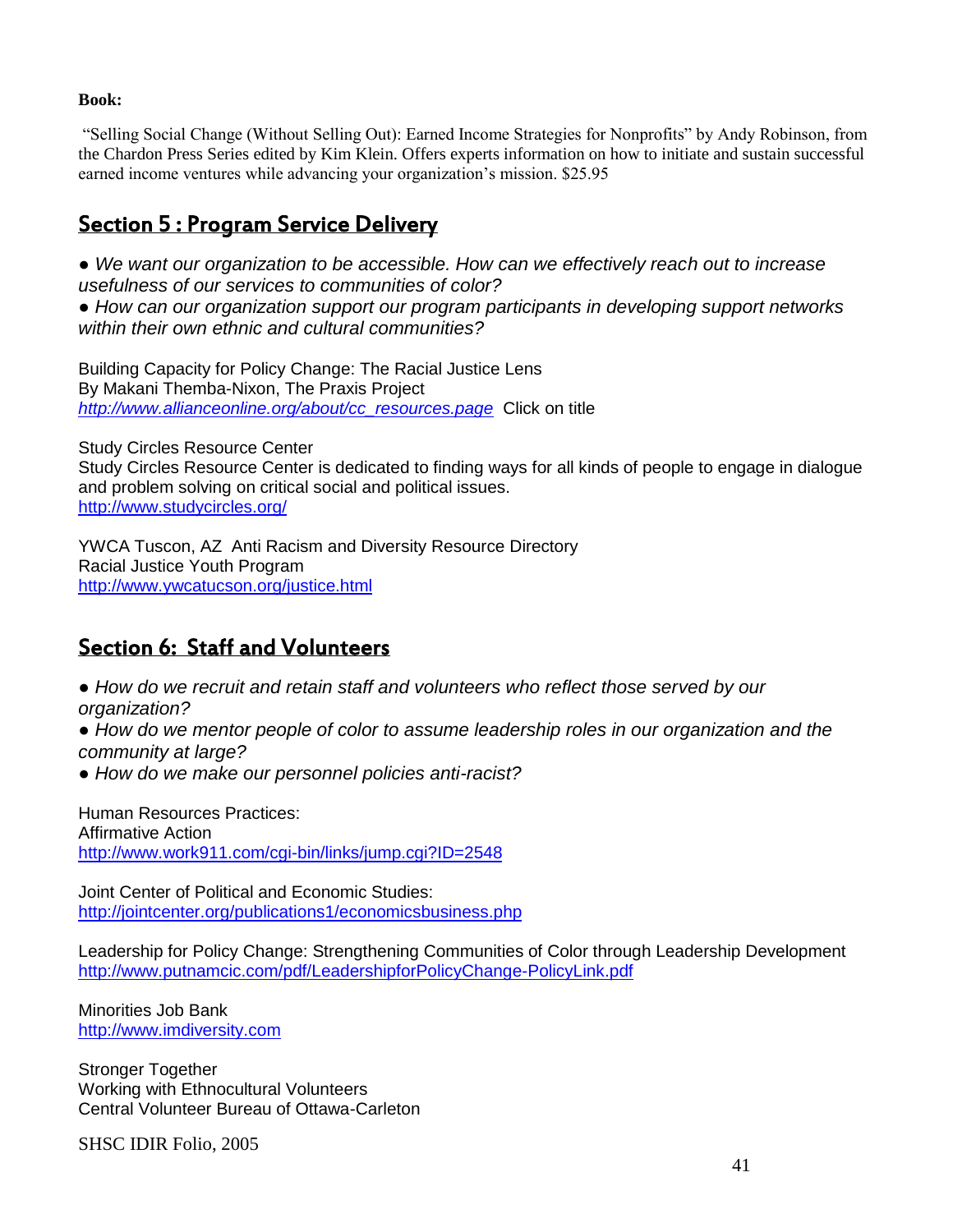**Book:**

"Selling Social Change (Without Selling Out): Earned Income Strategies for Nonprofits" by Andy Robinson, from the Chardon Press Series edited by Kim Klein. Offers experts information on how to initiate and sustain successful earned income ventures while advancing your organization's mission. $25.95

## Section 5 : Program Service Delivery

- *We want our organization to be accessible. How can we effectively reach out to increase usefulness of our services to communities of color?*
- *How can our organization support our program participants in developing support networks within their own ethnic and cultural communities?*

Building Capacity for Policy Change: The Racial Justice Lens
By Makani Themba-Nixon, The Praxis Project
*http://www.allianceonline.org/about/cc_resources.page* Click on title

Study Circles Resource Center
Study Circles Resource Center is dedicated to finding ways for all kinds of people to engage in dialogue and problem solving on critical social and political issues.
http://www.studycircles.org/

YWCA Tuscon, AZ Anti Racism and Diversity Resource Directory
Racial Justice Youth Program
http://www.ywcatucson.org/justice.html

## Section 6: Staff and Volunteers

- *How do we recruit and retain staff and volunteers who reflect those served by our organization?*
- *How do we mentor people of color to assume leadership roles in our organization and the community at large?*
- *How do we make our personnel policies anti-racist?*

Human Resources Practices:
Affirmative Action
http://www.work911.com/cgi-bin/links/jump.cgi?ID=2548

Joint Center of Political and Economic Studies:
http://jointcenter.org/publications1/economicsbusiness.php

Leadership for Policy Change: Strengthening Communities of Color through Leadership Development
http://www.putnamcic.com/pdf/LeadershipforPolicyChange-PolicyLink.pdf

Minorities Job Bank
http://www.imdiversity.com

Stronger Together
Working with Ethnocultural Volunteers
Central Volunteer Bureau of Ottawa-Carleton

SHSC IDIR Folio, 2005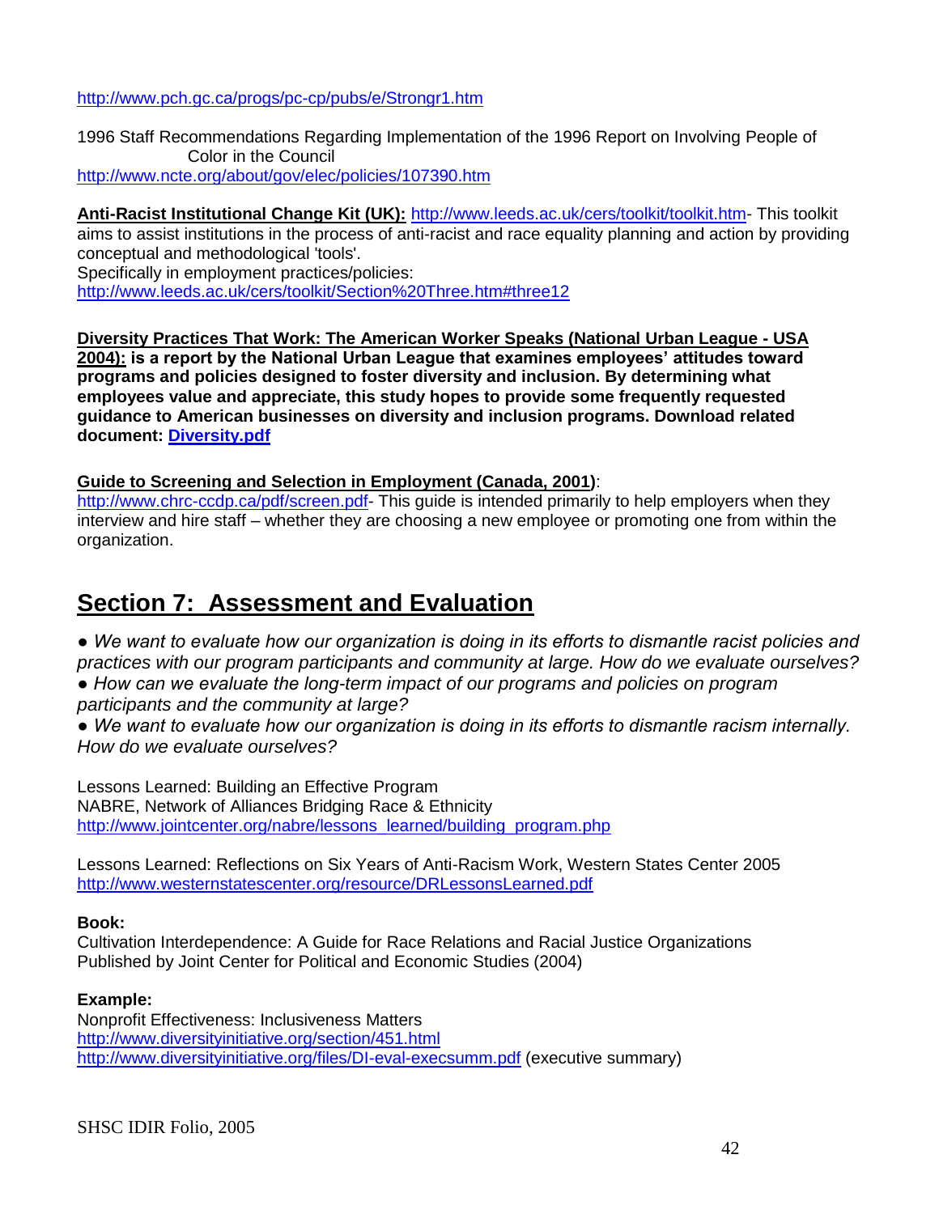http://www.pch.gc.ca/progs/pc-cp/pubs/e/Strongr1.htm

1996 Staff Recommendations Regarding Implementation of the 1996 Report on Involving People of Color in the Council
http://www.ncte.org/about/gov/elec/policies/107390.htm

**Anti-Racist Institutional Change Kit (UK):** http://www.leeds.ac.uk/cers/toolkit/toolkit.htm- This toolkit aims to assist institutions in the process of anti-racist and race equality planning and action by providing conceptual and methodological 'tools'.
Specifically in employment practices/policies:
http://www.leeds.ac.uk/cers/toolkit/Section%20Three.htm#three12

**Diversity Practices That Work: The American Worker Speaks (National Urban League - USA 2004): is a report by the National Urban League that examines employees' attitudes toward programs and policies designed to foster diversity and inclusion. By determining what employees value and appreciate, this study hopes to provide some frequently requested guidance to American businesses on diversity and inclusion programs. Download related document: Diversity.pdf**

**Guide to Screening and Selection in Employment (Canada, 2001)**:
http://www.chrc-ccdp.ca/pdf/screen.pdf- This guide is intended primarily to help employers when they interview and hire staff – whether they are choosing a new employee or promoting one from within the organization.

## Section 7: Assessment and Evaluation

● *We want to evaluate how our organization is doing in its efforts to dismantle racist policies and practices with our program participants and community at large. How do we evaluate ourselves?*
● *How can we evaluate the long-term impact of our programs and policies on program participants and the community at large?*
● *We want to evaluate how our organization is doing in its efforts to dismantle racism internally. How do we evaluate ourselves?*

Lessons Learned: Building an Effective Program
NABRE, Network of Alliances Bridging Race & Ethnicity
http://www.jointcenter.org/nabre/lessons_learned/building_program.php

Lessons Learned: Reflections on Six Years of Anti-Racism Work, Western States Center 2005
http://www.westernstatescenter.org/resource/DRLessonsLearned.pdf

**Book:**
Cultivation Interdependence: A Guide for Race Relations and Racial Justice Organizations
Published by Joint Center for Political and Economic Studies (2004)

**Example:**
Nonprofit Effectiveness: Inclusiveness Matters
http://www.diversityinitiative.org/section/451.html
http://www.diversityinitiative.org/files/DI-eval-execsumm.pdf (executive summary)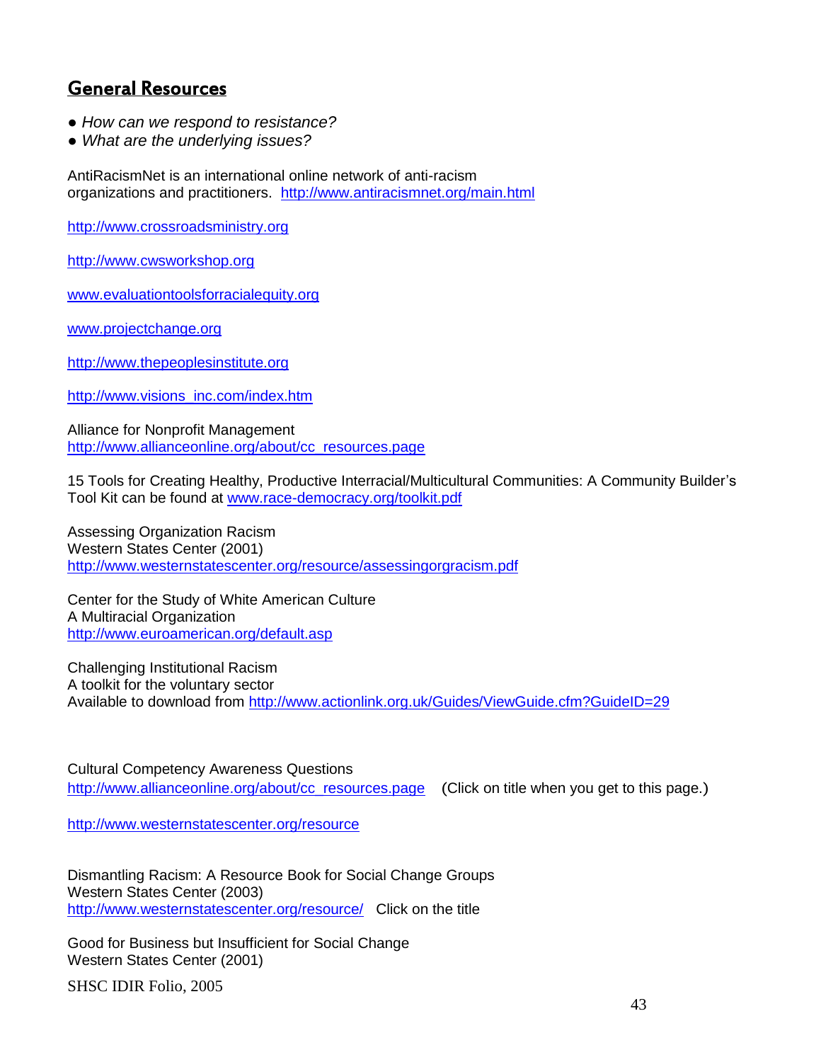## General Resources

- *How can we respond to resistance?*
- *What are the underlying issues?*

AntiRacismNet is an international online network of anti-racism organizations and practitioners. http://www.antiracismnet.org/main.html

http://www.crossroadsministry.org

http://www.cwsworkshop.org

www.evaluationtoolsforracialequity.org

www.projectchange.org

http://www.thepeoplesinstitute.org

http://www.visions_inc.com/index.htm

Alliance for Nonprofit Management
http://www.allianceonline.org/about/cc_resources.page

15 Tools for Creating Healthy, Productive Interracial/Multicultural Communities: A Community Builder's Tool Kit can be found at www.race-democracy.org/toolkit.pdf

Assessing Organization Racism
Western States Center (2001)
http://www.westernstatescenter.org/resource/assessingorgracism.pdf

Center for the Study of White American Culture
A Multiracial Organization
http://www.euroamerican.org/default.asp

Challenging Institutional Racism
A toolkit for the voluntary sector
Available to download from http://www.actionlink.org.uk/Guides/ViewGuide.cfm?GuideID=29

Cultural Competency Awareness Questions
http://www.allianceonline.org/about/cc_resources.page (Click on title when you get to this page.)

http://www.westernstatescenter.org/resource

Dismantling Racism: A Resource Book for Social Change Groups
Western States Center (2003)
http://www.westernstatescenter.org/resource/ Click on the title

Good for Business but Insufficient for Social Change
Western States Center (2001)

SHSC IDIR Folio, 2005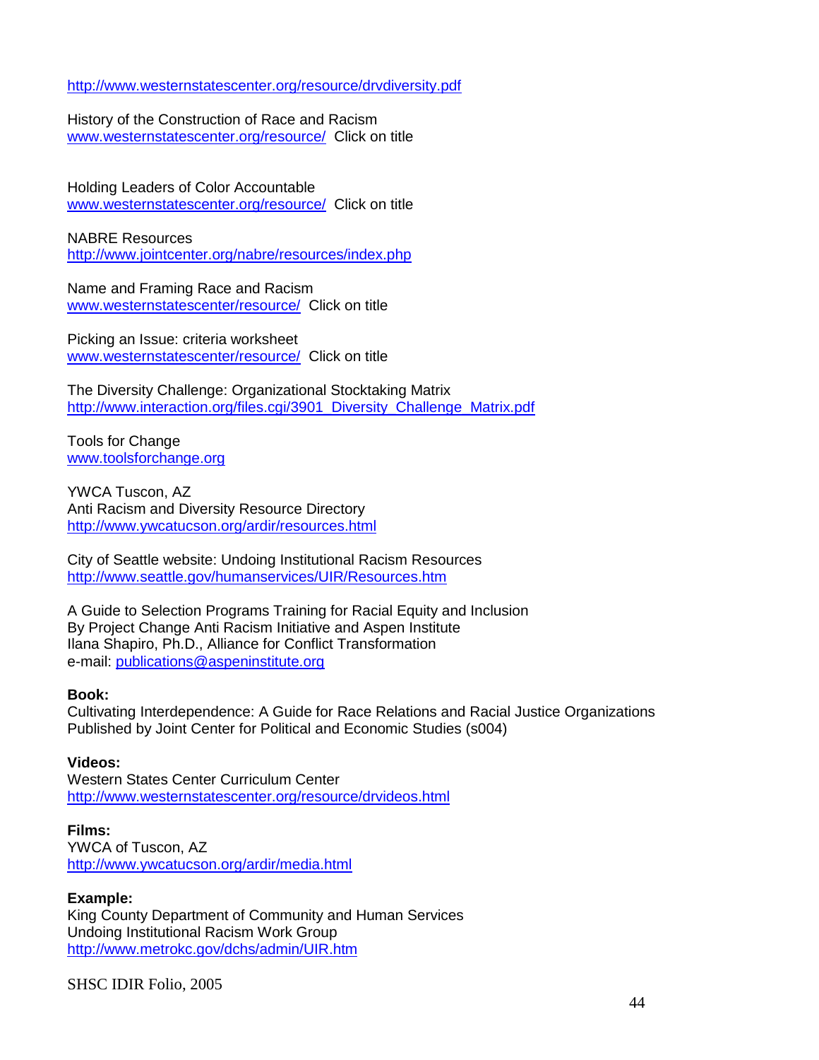http://www.westernstatescenter.org/resource/drvdiversity.pdf

History of the Construction of Race and Racism
www.westernstatescenter.org/resource/ Click on title

Holding Leaders of Color Accountable
www.westernstatescenter.org/resource/ Click on title

NABRE Resources
http://www.jointcenter.org/nabre/resources/index.php

Name and Framing Race and Racism
www.westernstatescenter/resource/ Click on title

Picking an Issue: criteria worksheet
www.westernstatescenter/resource/ Click on title

The Diversity Challenge: Organizational Stocktaking Matrix
http://www.interaction.org/files.cgi/3901_Diversity_Challenge_Matrix.pdf

Tools for Change
www.toolsforchange.org

YWCA Tuscon, AZ
Anti Racism and Diversity Resource Directory
http://www.ywcatucson.org/ardir/resources.html

City of Seattle website: Undoing Institutional Racism Resources
http://www.seattle.gov/humanservices/UIR/Resources.htm

A Guide to Selection Programs Training for Racial Equity and Inclusion
By Project Change Anti Racism Initiative and Aspen Institute
Ilana Shapiro, Ph.D., Alliance for Conflict Transformation
e-mail: publications@aspeninstitute.org

**Book:**
Cultivating Interdependence: A Guide for Race Relations and Racial Justice Organizations
Published by Joint Center for Political and Economic Studies (s004)

**Videos:**
Western States Center Curriculum Center
http://www.westernstatescenter.org/resource/drvideos.html

**Films:**
YWCA of Tuscon, AZ
http://www.ywcatucson.org/ardir/media.html

**Example:**
King County Department of Community and Human Services
Undoing Institutional Racism Work Group
http://www.metrokc.gov/dchs/admin/UIR.htm

SHSC IDIR Folio, 2005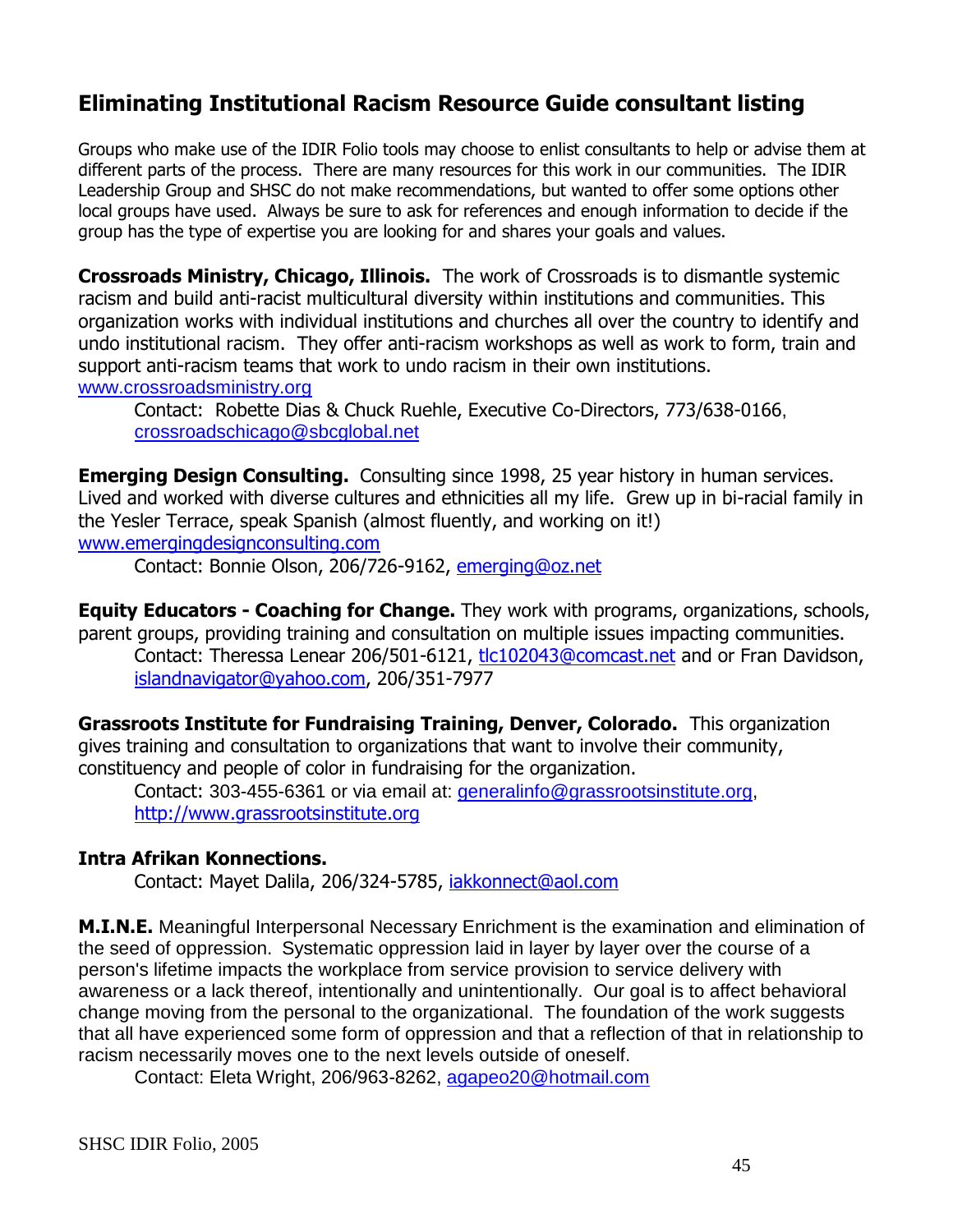## Eliminating Institutional Racism Resource Guide consultant listing

Groups who make use of the IDIR Folio tools may choose to enlist consultants to help or advise them at different parts of the process. There are many resources for this work in our communities. The IDIR Leadership Group and SHSC do not make recommendations, but wanted to offer some options other local groups have used. Always be sure to ask for references and enough information to decide if the group has the type of expertise you are looking for and shares your goals and values.

**Crossroads Ministry, Chicago, Illinois.** The work of Crossroads is to dismantle systemic racism and build anti-racist multicultural diversity within institutions and communities. This organization works with individual institutions and churches all over the country to identify and undo institutional racism. They offer anti-racism workshops as well as work to form, train and support anti-racism teams that work to undo racism in their own institutions.
www.crossroadsministry.org

Contact: Robette Dias & Chuck Ruehle, Executive Co-Directors, 773/638-0166, crossroadschicago@sbcglobal.net

**Emerging Design Consulting.** Consulting since 1998, 25 year history in human services. Lived and worked with diverse cultures and ethnicities all my life. Grew up in bi-racial family in the Yesler Terrace, speak Spanish (almost fluently, and working on it!)
www.emergingdesignconsulting.com

Contact: Bonnie Olson, 206/726-9162, emerging@oz.net

**Equity Educators - Coaching for Change.** They work with programs, organizations, schools, parent groups, providing training and consultation on multiple issues impacting communities.

Contact: Theressa Lenear 206/501-6121, tlc102043@comcast.net and or Fran Davidson, islandnavigator@yahoo.com, 206/351-7977

**Grassroots Institute for Fundraising Training, Denver, Colorado.** This organization gives training and consultation to organizations that want to involve their community, constituency and people of color in fundraising for the organization.

Contact: 303-455-6361 or via email at: generalinfo@grassrootsinstitute.org, http://www.grassrootsinstitute.org

**Intra Afrikan Konnections.**

Contact: Mayet Dalila, 206/324-5785, iakkonnect@aol.com

**M.I.N.E.** Meaningful Interpersonal Necessary Enrichment is the examination and elimination of the seed of oppression. Systematic oppression laid in layer by layer over the course of a person's lifetime impacts the workplace from service provision to service delivery with awareness or a lack thereof, intentionally and unintentionally. Our goal is to affect behavioral change moving from the personal to the organizational. The foundation of the work suggests that all have experienced some form of oppression and that a reflection of that in relationship to racism necessarily moves one to the next levels outside of oneself.

Contact: Eleta Wright, 206/963-8262, agapeo20@hotmail.com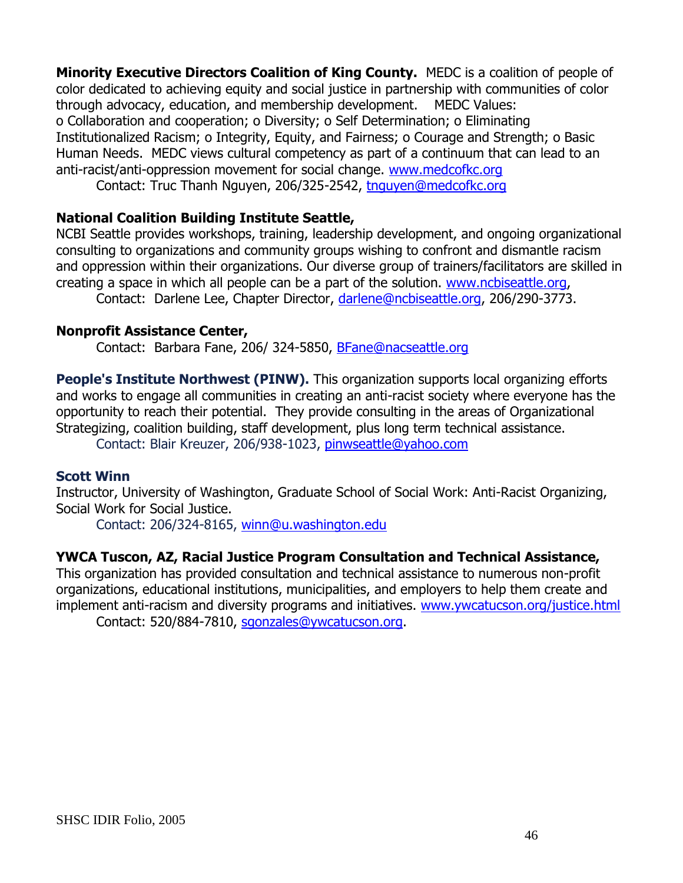**Minority Executive Directors Coalition of King County.** MEDC is a coalition of people of color dedicated to achieving equity and social justice in partnership with communities of color through advocacy, education, and membership development. MEDC Values: o Collaboration and cooperation; o Diversity; o Self Determination; o Eliminating Institutionalized Racism; o Integrity, Equity, and Fairness; o Courage and Strength; o Basic Human Needs. MEDC views cultural competency as part of a continuum that can lead to an anti-racist/anti-oppression movement for social change. www.medcofkc.org

Contact: Truc Thanh Nguyen, 206/325-2542, tnguyen@medcofkc.org

**National Coalition Building Institute Seattle,**
NCBI Seattle provides workshops, training, leadership development, and ongoing organizational consulting to organizations and community groups wishing to confront and dismantle racism and oppression within their organizations. Our diverse group of trainers/facilitators are skilled in creating a space in which all people can be a part of the solution. www.ncbiseattle.org,

Contact: Darlene Lee, Chapter Director, darlene@ncbiseattle.org, 206/290-3773.

**Nonprofit Assistance Center,**

Contact: Barbara Fane, 206/ 324-5850, BFane@nacseattle.org

**People's Institute Northwest (PINW).** This organization supports local organizing efforts and works to engage all communities in creating an anti-racist society where everyone has the opportunity to reach their potential. They provide consulting in the areas of Organizational Strategizing, coalition building, staff development, plus long term technical assistance.

Contact: Blair Kreuzer, 206/938-1023, pinwseattle@yahoo.com

**Scott Winn**
Instructor, University of Washington, Graduate School of Social Work: Anti-Racist Organizing, Social Work for Social Justice.

Contact: 206/324-8165, winn@u.washington.edu

**YWCA Tuscon, AZ, Racial Justice Program Consultation and Technical Assistance,**
This organization has provided consultation and technical assistance to numerous non-profit organizations, educational institutions, municipalities, and employers to help them create and implement anti-racism and diversity programs and initiatives. www.ywcatucson.org/justice.html

Contact: 520/884-7810, sgonzales@ywcatucson.org.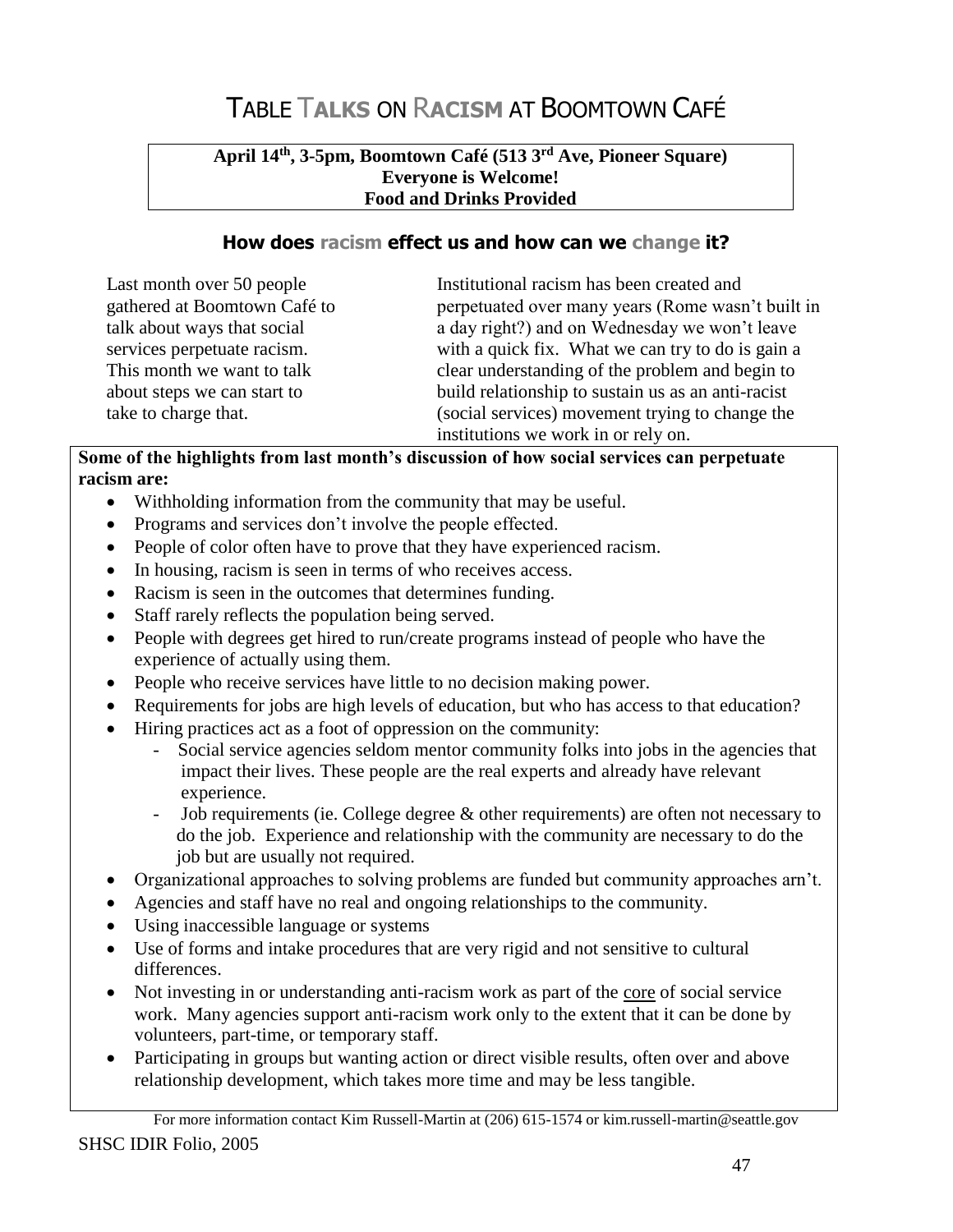# TABLE TALKS ON RACISM AT BOOMTOWN CAFÉ

**April 14th, 3-5pm, Boomtown Café (513 3rd Ave, Pioneer Square)**
**Everyone is Welcome!**
**Food and Drinks Provided**

### How does racism effect us and how can we change it?

Last month over 50 people gathered at Boomtown Café to talk about ways that social services perpetuate racism. This month we want to talk about steps we can start to take to charge that.

Institutional racism has been created and perpetuated over many years (Rome wasn't built in a day right?) and on Wednesday we won't leave with a quick fix. What we can try to do is gain a clear understanding of the problem and begin to build relationship to sustain us as an anti-racist (social services) movement trying to change the institutions we work in or rely on.

**Some of the highlights from last month's discussion of how social services can perpetuate racism are:**

- Withholding information from the community that may be useful.
- Programs and services don't involve the people effected.
- People of color often have to prove that they have experienced racism.
- In housing, racism is seen in terms of who receives access.
- Racism is seen in the outcomes that determines funding.
- Staff rarely reflects the population being served.
- People with degrees get hired to run/create programs instead of people who have the experience of actually using them.
- People who receive services have little to no decision making power.
- Requirements for jobs are high levels of education, but who has access to that education?
- Hiring practices act as a foot of oppression on the community:
  - Social service agencies seldom mentor community folks into jobs in the agencies that impact their lives. These people are the real experts and already have relevant experience.
  - Job requirements (ie. College degree & other requirements) are often not necessary to do the job. Experience and relationship with the community are necessary to do the job but are usually not required.
- Organizational approaches to solving problems are funded but community approaches arn't.
- Agencies and staff have no real and ongoing relationships to the community.
- Using inaccessible language or systems
- Use of forms and intake procedures that are very rigid and not sensitive to cultural differences.
- Not investing in or understanding anti-racism work as part of the core of social service work. Many agencies support anti-racism work only to the extent that it can be done by volunteers, part-time, or temporary staff.
- Participating in groups but wanting action or direct visible results, often over and above relationship development, which takes more time and may be less tangible.

For more information contact Kim Russell-Martin at (206) 615-1574 or kim.russell-martin@seattle.gov